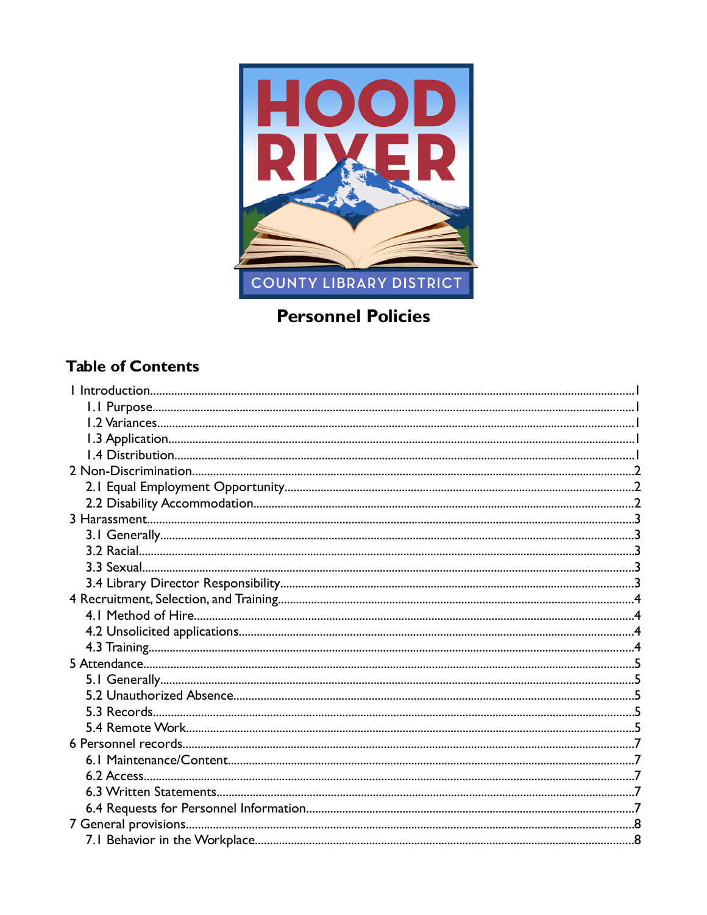HOOD RIVER COUNTY LIBRARY DISTRICT

# Personnel Policies

## Table of Contents

- 1 Introduction.....1
  - 1.1 Purpose.....1
  - 1.2 Variances.....1
  - 1.3 Application.....1
  - 1.4 Distribution.....1
- 2 Non-Discrimination.....2
  - 2.1 Equal Employment Opportunity.....2
  - 2.2 Disability Accommodation.....2
- 3 Harassment.....3
  - 3.1 Generally.....3
  - 3.2 Racial.....3
  - 3.3 Sexual.....3
  - 3.4 Library Director Responsibility.....3
- 4 Recruitment, Selection, and Training.....4
  - 4.1 Method of Hire.....4
  - 4.2 Unsolicited applications.....4
  - 4.3 Training.....4
- 5 Attendance.....5
  - 5.1 Generally.....5
  - 5.2 Unauthorized Absence.....5
  - 5.3 Records.....5
  - 5.4 Remote Work.....5
- 6 Personnel records.....7
  - 6.1 Maintenance/Content.....7
  - 6.2 Access.....7
  - 6.3 Written Statements.....7
  - 6.4 Requests for Personnel Information.....7
- 7 General provisions.....8
  - 7.1 Behavior in the Workplace.....8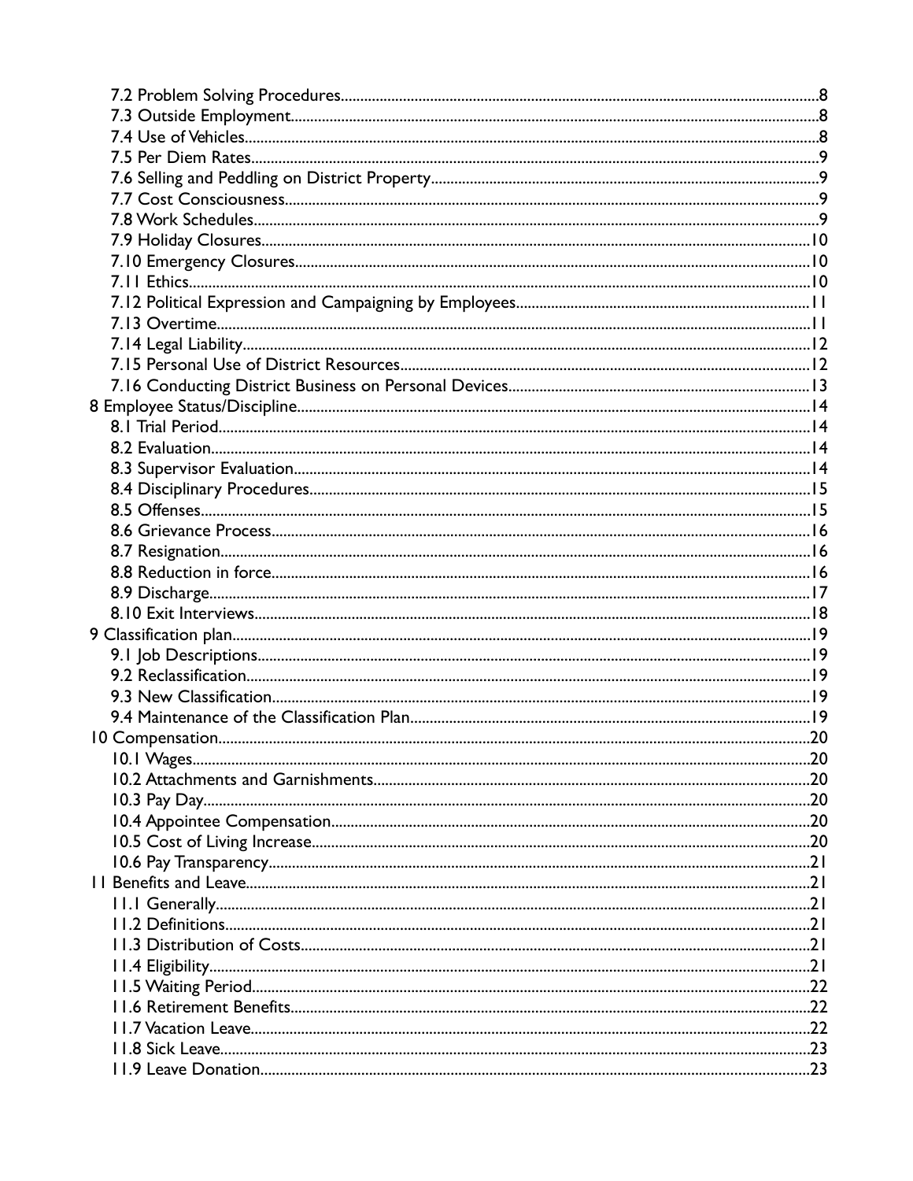7.2 Problem Solving Procedures........................................................................................................8
7.3 Outside Employment.....................................................................................................................8
7.4 Use of Vehicles...............................................................................................................................8
7.5 Per Diem Rates..............................................................................................................................9
7.6 Selling and Peddling on District Property.................................................................................9
7.7 Cost Consciousness.......................................................................................................................9
7.8 Work Schedules.............................................................................................................................9
7.9 Holiday Closures..........................................................................................................................10
7.10 Emergency Closures..................................................................................................................10
7.11 Ethics............................................................................................................................................10
7.12 Political Expression and Campaigning by Employees..........................................................11
7.13 Overtime.......................................................................................................................................11
7.14 Legal Liability...............................................................................................................................12
7.15 Personal Use of District Resources.......................................................................................12
7.16 Conducting District Business on Personal Devices............................................................13
8 Employee Status/Discipline...................................................................................................................14
8.1 Trial Period.....................................................................................................................................14
8.2 Evaluation.......................................................................................................................................14
8.3 Supervisor Evaluation...................................................................................................................14
8.4 Disciplinary Procedures................................................................................................................15
8.5 Offenses..........................................................................................................................................15
8.6 Grievance Process........................................................................................................................16
8.7 Resignation......................................................................................................................................16
8.8 Reduction in force.........................................................................................................................16
8.9 Discharge........................................................................................................................................17
8.10 Exit Interviews.............................................................................................................................18
9 Classification plan.....................................................................................................................................19
9.1 Job Descriptions............................................................................................................................19
9.2 Reclassification...............................................................................................................................19
9.3 New Classification........................................................................................................................19
9.4 Maintenance of the Classification Plan.......................................................................................19
10 Compensation.......................................................................................................................................20
10.1 Wages............................................................................................................................................20
10.2 Attachments and Garnishments................................................................................................20
10.3 Pay Day..........................................................................................................................................20
10.4 Appointee Compensation..........................................................................................................20
10.5 Cost of Living Increase...............................................................................................................20
10.6 Pay Transparency..........................................................................................................................21
11 Benefits and Leave.................................................................................................................................21
11.1 Generally.......................................................................................................................................21
11.2 Definitions.....................................................................................................................................21
11.3 Distribution of Costs..................................................................................................................21
11.4 Eligibility.........................................................................................................................................21
11.5 Waiting Period..............................................................................................................................22
11.6 Retirement Benefits.....................................................................................................................22
11.7 Vacation Leave..............................................................................................................................22
11.8 Sick Leave......................................................................................................................................23
11.9 Leave Donation............................................................................................................................23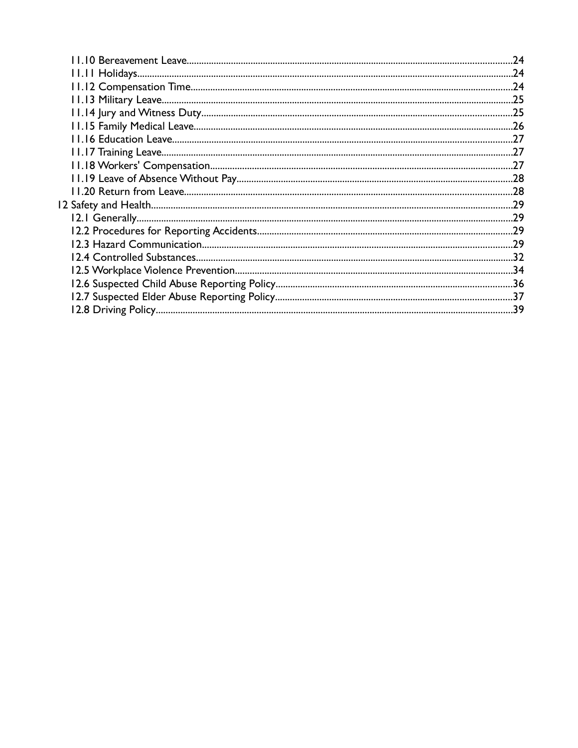- 11.10 Bereavement Leave....24
- 11.11 Holidays....24
- 11.12 Compensation Time....24
- 11.13 Military Leave....25
- 11.14 Jury and Witness Duty....25
- 11.15 Family Medical Leave....26
- 11.16 Education Leave....27
- 11.17 Training Leave....27
- 11.18 Workers' Compensation....27
- 11.19 Leave of Absence Without Pay....28
- 11.20 Return from Leave....28

12 Safety and Health....29

- 12.1 Generally....29
- 12.2 Procedures for Reporting Accidents....29
- 12.3 Hazard Communication....29
- 12.4 Controlled Substances....32
- 12.5 Workplace Violence Prevention....34
- 12.6 Suspected Child Abuse Reporting Policy....36
- 12.7 Suspected Elder Abuse Reporting Policy....37
- 12.8 Driving Policy....39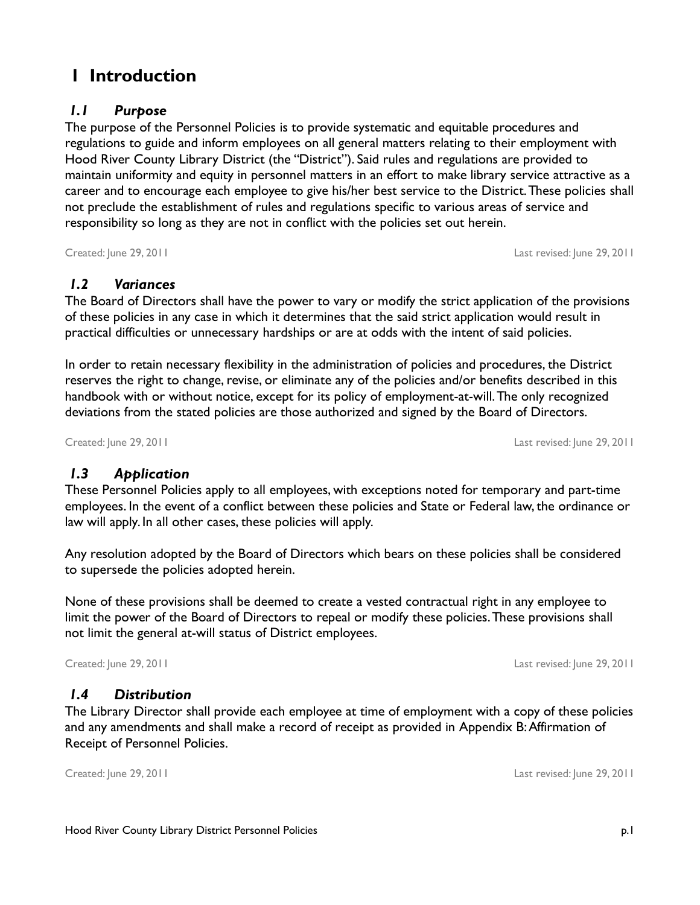# 1 Introduction

## *1.1 Purpose*

The purpose of the Personnel Policies is to provide systematic and equitable procedures and regulations to guide and inform employees on all general matters relating to their employment with Hood River County Library District (the "District"). Said rules and regulations are provided to maintain uniformity and equity in personnel matters in an effort to make library service attractive as a career and to encourage each employee to give his/her best service to the District. These policies shall not preclude the establishment of rules and regulations specific to various areas of service and responsibility so long as they are not in conflict with the policies set out herein.

Created: June 29, 2011 Last revised: June 29, 2011

## *1.2 Variances*

The Board of Directors shall have the power to vary or modify the strict application of the provisions of these policies in any case in which it determines that the said strict application would result in practical difficulties or unnecessary hardships or are at odds with the intent of said policies.

In order to retain necessary flexibility in the administration of policies and procedures, the District reserves the right to change, revise, or eliminate any of the policies and/or benefits described in this handbook with or without notice, except for its policy of employment-at-will. The only recognized deviations from the stated policies are those authorized and signed by the Board of Directors.

Created: June 29, 2011 Last revised: June 29, 2011

## *1.3 Application*

These Personnel Policies apply to all employees, with exceptions noted for temporary and part-time employees. In the event of a conflict between these policies and State or Federal law, the ordinance or law will apply. In all other cases, these policies will apply.

Any resolution adopted by the Board of Directors which bears on these policies shall be considered to supersede the policies adopted herein.

None of these provisions shall be deemed to create a vested contractual right in any employee to limit the power of the Board of Directors to repeal or modify these policies. These provisions shall not limit the general at-will status of District employees.

Created: June 29, 2011 Last revised: June 29, 2011

## *1.4 Distribution*

The Library Director shall provide each employee at time of employment with a copy of these policies and any amendments and shall make a record of receipt as provided in Appendix B: Affirmation of Receipt of Personnel Policies.

Created: June 29, 2011 Last revised: June 29, 2011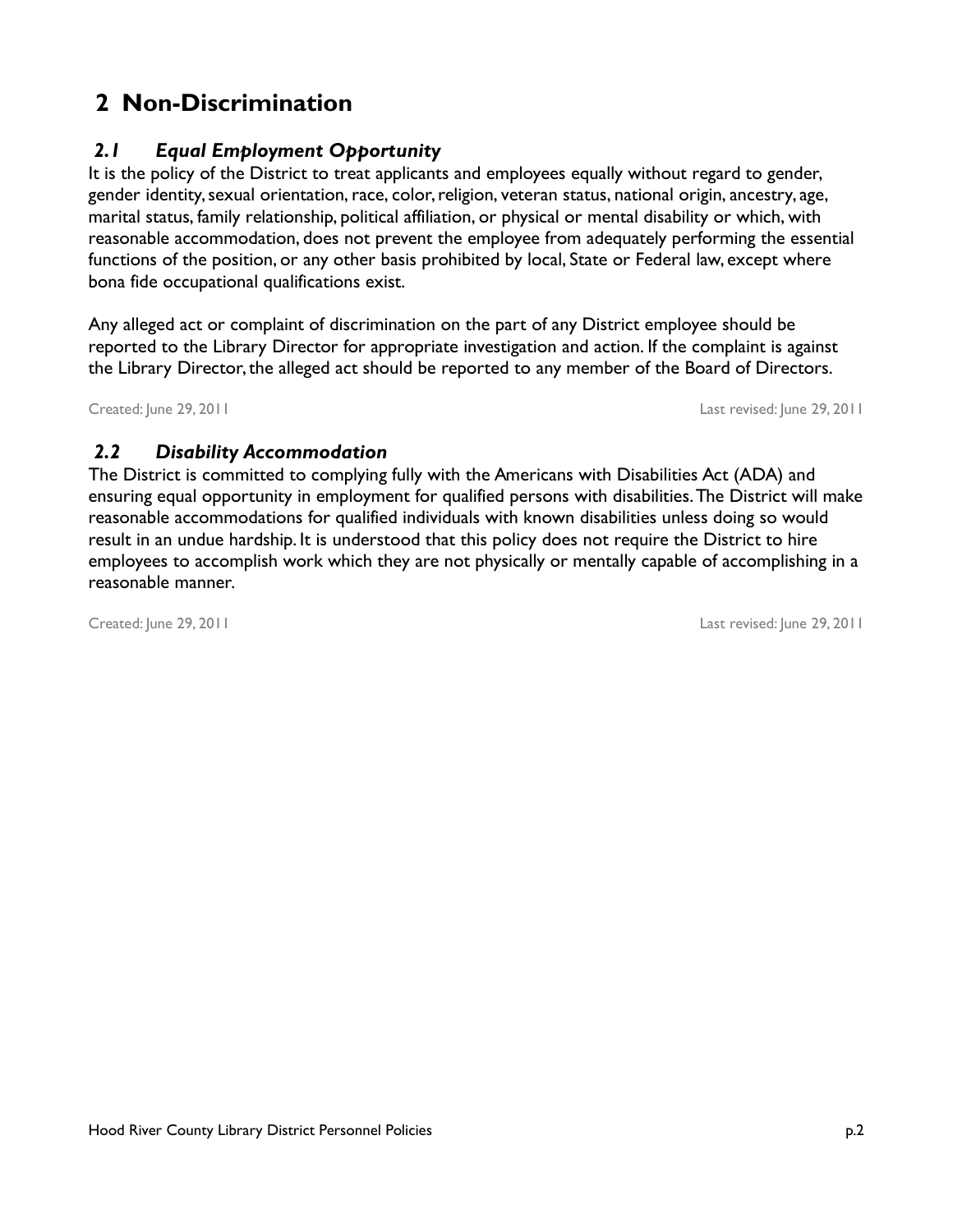# 2 Non-Discrimination

## *2.1 Equal Employment Opportunity*

It is the policy of the District to treat applicants and employees equally without regard to gender, gender identity, sexual orientation, race, color, religion, veteran status, national origin, ancestry, age, marital status, family relationship, political affiliation, or physical or mental disability or which, with reasonable accommodation, does not prevent the employee from adequately performing the essential functions of the position, or any other basis prohibited by local, State or Federal law, except where bona fide occupational qualifications exist.

Any alleged act or complaint of discrimination on the part of any District employee should be reported to the Library Director for appropriate investigation and action. If the complaint is against the Library Director, the alleged act should be reported to any member of the Board of Directors.

Created: June 29, 2011 Last revised: June 29, 2011

## *2.2 Disability Accommodation*

The District is committed to complying fully with the Americans with Disabilities Act (ADA) and ensuring equal opportunity in employment for qualified persons with disabilities. The District will make reasonable accommodations for qualified individuals with known disabilities unless doing so would result in an undue hardship. It is understood that this policy does not require the District to hire employees to accomplish work which they are not physically or mentally capable of accomplishing in a reasonable manner.

Created: June 29, 2011 Last revised: June 29, 2011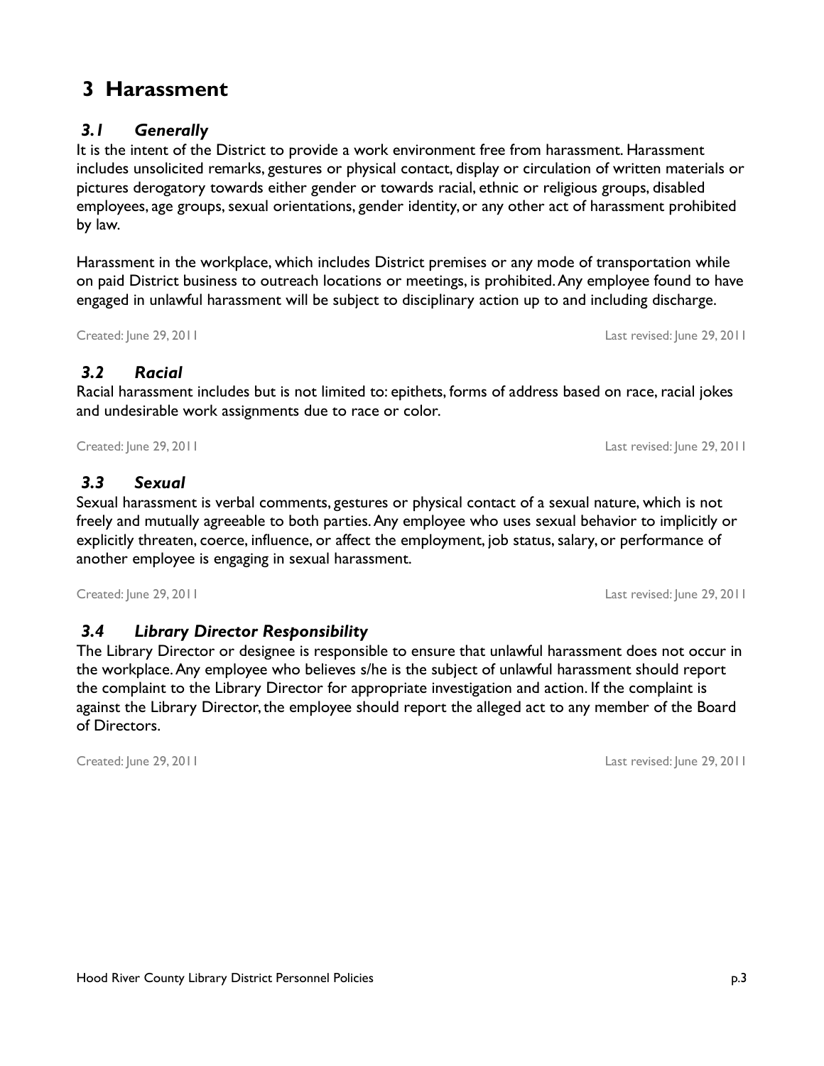# 3 Harassment

## *3.1 Generally*

It is the intent of the District to provide a work environment free from harassment. Harassment includes unsolicited remarks, gestures or physical contact, display or circulation of written materials or pictures derogatory towards either gender or towards racial, ethnic or religious groups, disabled employees, age groups, sexual orientations, gender identity, or any other act of harassment prohibited by law.

Harassment in the workplace, which includes District premises or any mode of transportation while on paid District business to outreach locations or meetings, is prohibited. Any employee found to have engaged in unlawful harassment will be subject to disciplinary action up to and including discharge.

Created: June 29, 2011 Last revised: June 29, 2011

## *3.2 Racial*

Racial harassment includes but is not limited to: epithets, forms of address based on race, racial jokes and undesirable work assignments due to race or color.

Created: June 29, 2011 Last revised: June 29, 2011

## *3.3 Sexual*

Sexual harassment is verbal comments, gestures or physical contact of a sexual nature, which is not freely and mutually agreeable to both parties. Any employee who uses sexual behavior to implicitly or explicitly threaten, coerce, influence, or affect the employment, job status, salary, or performance of another employee is engaging in sexual harassment.

Created: June 29, 2011 Last revised: June 29, 2011

## *3.4 Library Director Responsibility*

The Library Director or designee is responsible to ensure that unlawful harassment does not occur in the workplace. Any employee who believes s/he is the subject of unlawful harassment should report the complaint to the Library Director for appropriate investigation and action. If the complaint is against the Library Director, the employee should report the alleged act to any member of the Board of Directors.

Created: June 29, 2011 Last revised: June 29, 2011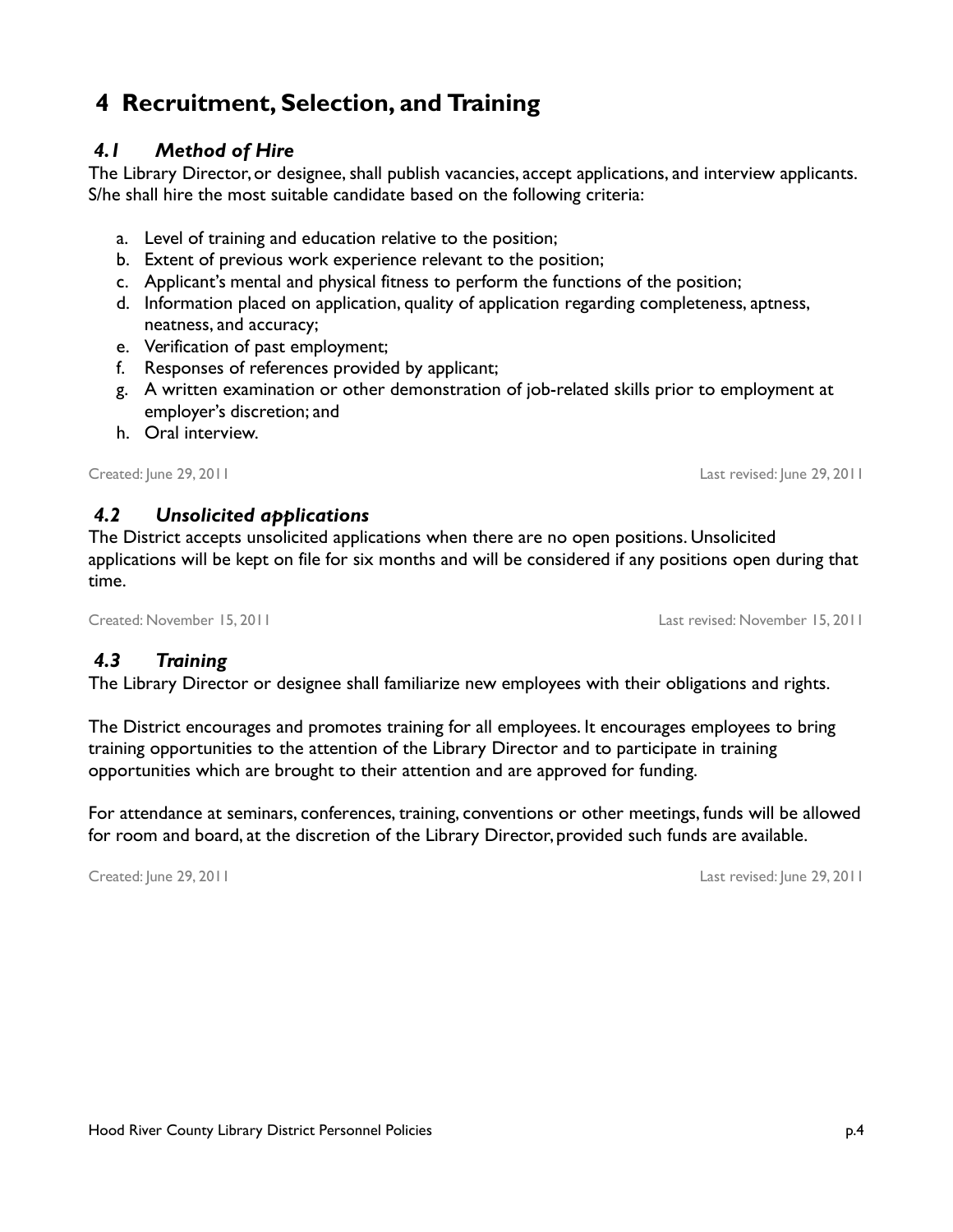# 4 Recruitment, Selection, and Training

## *4.1 Method of Hire*

The Library Director, or designee, shall publish vacancies, accept applications, and interview applicants. S/he shall hire the most suitable candidate based on the following criteria:

a. Level of training and education relative to the position;
b. Extent of previous work experience relevant to the position;
c. Applicant's mental and physical fitness to perform the functions of the position;
d. Information placed on application, quality of application regarding completeness, aptness, neatness, and accuracy;
e. Verification of past employment;
f. Responses of references provided by applicant;
g. A written examination or other demonstration of job-related skills prior to employment at employer's discretion; and
h. Oral interview.

Created: June 29, 2011 Last revised: June 29, 2011

## *4.2 Unsolicited applications*

The District accepts unsolicited applications when there are no open positions. Unsolicited applications will be kept on file for six months and will be considered if any positions open during that time.

Created: November 15, 2011 Last revised: November 15, 2011

## *4.3 Training*

The Library Director or designee shall familiarize new employees with their obligations and rights.

The District encourages and promotes training for all employees. It encourages employees to bring training opportunities to the attention of the Library Director and to participate in training opportunities which are brought to their attention and are approved for funding.

For attendance at seminars, conferences, training, conventions or other meetings, funds will be allowed for room and board, at the discretion of the Library Director, provided such funds are available.

Created: June 29, 2011 Last revised: June 29, 2011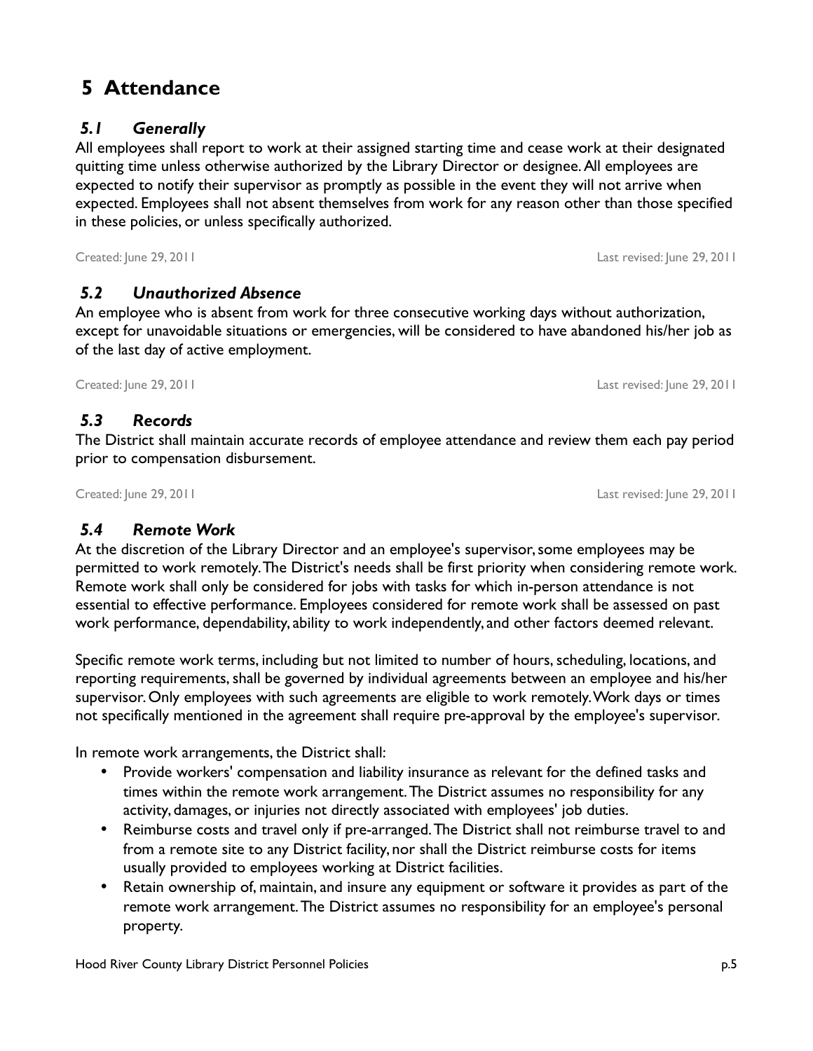# 5 Attendance

## *5.1 Generally*

All employees shall report to work at their assigned starting time and cease work at their designated quitting time unless otherwise authorized by the Library Director or designee. All employees are expected to notify their supervisor as promptly as possible in the event they will not arrive when expected. Employees shall not absent themselves from work for any reason other than those specified in these policies, or unless specifically authorized.

Created: June 29, 2011 Last revised: June 29, 2011

## *5.2 Unauthorized Absence*

An employee who is absent from work for three consecutive working days without authorization, except for unavoidable situations or emergencies, will be considered to have abandoned his/her job as of the last day of active employment.

Created: June 29, 2011 Last revised: June 29, 2011

## *5.3 Records*

The District shall maintain accurate records of employee attendance and review them each pay period prior to compensation disbursement.

Created: June 29, 2011 Last revised: June 29, 2011

## *5.4 Remote Work*

At the discretion of the Library Director and an employee's supervisor, some employees may be permitted to work remotely. The District's needs shall be first priority when considering remote work. Remote work shall only be considered for jobs with tasks for which in-person attendance is not essential to effective performance. Employees considered for remote work shall be assessed on past work performance, dependability, ability to work independently, and other factors deemed relevant.

Specific remote work terms, including but not limited to number of hours, scheduling, locations, and reporting requirements, shall be governed by individual agreements between an employee and his/her supervisor. Only employees with such agreements are eligible to work remotely. Work days or times not specifically mentioned in the agreement shall require pre-approval by the employee's supervisor.

In remote work arrangements, the District shall:

- Provide workers' compensation and liability insurance as relevant for the defined tasks and times within the remote work arrangement. The District assumes no responsibility for any activity, damages, or injuries not directly associated with employees' job duties.
- Reimburse costs and travel only if pre-arranged. The District shall not reimburse travel to and from a remote site to any District facility, nor shall the District reimburse costs for items usually provided to employees working at District facilities.
- Retain ownership of, maintain, and insure any equipment or software it provides as part of the remote work arrangement. The District assumes no responsibility for an employee's personal property.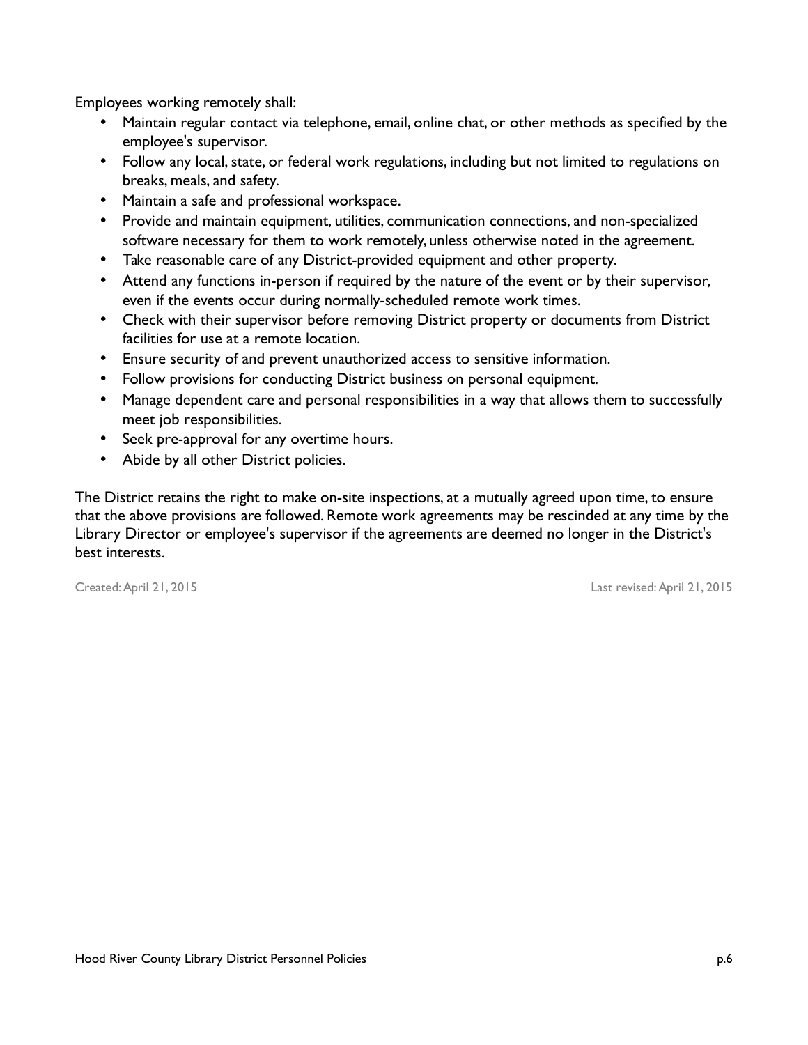Employees working remotely shall:

- Maintain regular contact via telephone, email, online chat, or other methods as specified by the employee's supervisor.
- Follow any local, state, or federal work regulations, including but not limited to regulations on breaks, meals, and safety.
- Maintain a safe and professional workspace.
- Provide and maintain equipment, utilities, communication connections, and non-specialized software necessary for them to work remotely, unless otherwise noted in the agreement.
- Take reasonable care of any District-provided equipment and other property.
- Attend any functions in-person if required by the nature of the event or by their supervisor, even if the events occur during normally-scheduled remote work times.
- Check with their supervisor before removing District property or documents from District facilities for use at a remote location.
- Ensure security of and prevent unauthorized access to sensitive information.
- Follow provisions for conducting District business on personal equipment.
- Manage dependent care and personal responsibilities in a way that allows them to successfully meet job responsibilities.
- Seek pre-approval for any overtime hours.
- Abide by all other District policies.

The District retains the right to make on-site inspections, at a mutually agreed upon time, to ensure that the above provisions are followed. Remote work agreements may be rescinded at any time by the Library Director or employee's supervisor if the agreements are deemed no longer in the District's best interests.

Created: April 21, 2015 Last revised: April 21, 2015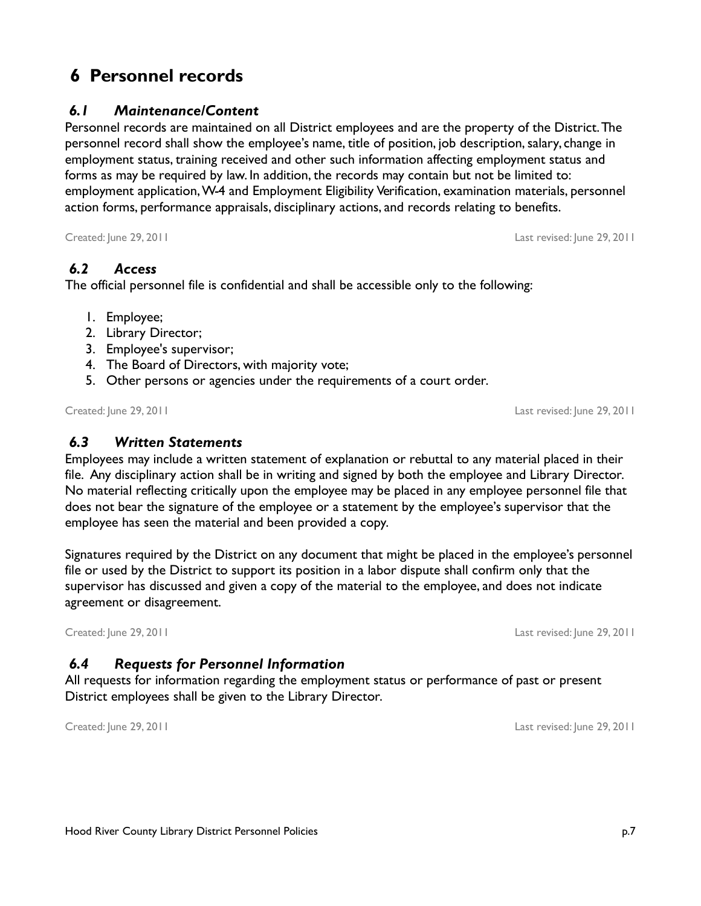# 6 Personnel records

### *6.1 Maintenance/Content*

Personnel records are maintained on all District employees and are the property of the District. The personnel record shall show the employee's name, title of position, job description, salary, change in employment status, training received and other such information affecting employment status and forms as may be required by law. In addition, the records may contain but not be limited to: employment application, W-4 and Employment Eligibility Verification, examination materials, personnel action forms, performance appraisals, disciplinary actions, and records relating to benefits.

Created: June 29, 2011 Last revised: June 29, 2011

### *6.2 Access*

The official personnel file is confidential and shall be accessible only to the following:

1. Employee;
2. Library Director;
3. Employee's supervisor;
4. The Board of Directors, with majority vote;
5. Other persons or agencies under the requirements of a court order.

Created: June 29, 2011 Last revised: June 29, 2011

### *6.3 Written Statements*

Employees may include a written statement of explanation or rebuttal to any material placed in their file. Any disciplinary action shall be in writing and signed by both the employee and Library Director. No material reflecting critically upon the employee may be placed in any employee personnel file that does not bear the signature of the employee or a statement by the employee's supervisor that the employee has seen the material and been provided a copy.

Signatures required by the District on any document that might be placed in the employee's personnel file or used by the District to support its position in a labor dispute shall confirm only that the supervisor has discussed and given a copy of the material to the employee, and does not indicate agreement or disagreement.

Created: June 29, 2011 Last revised: June 29, 2011

### *6.4 Requests for Personnel Information*

All requests for information regarding the employment status or performance of past or present District employees shall be given to the Library Director.

Created: June 29, 2011 Last revised: June 29, 2011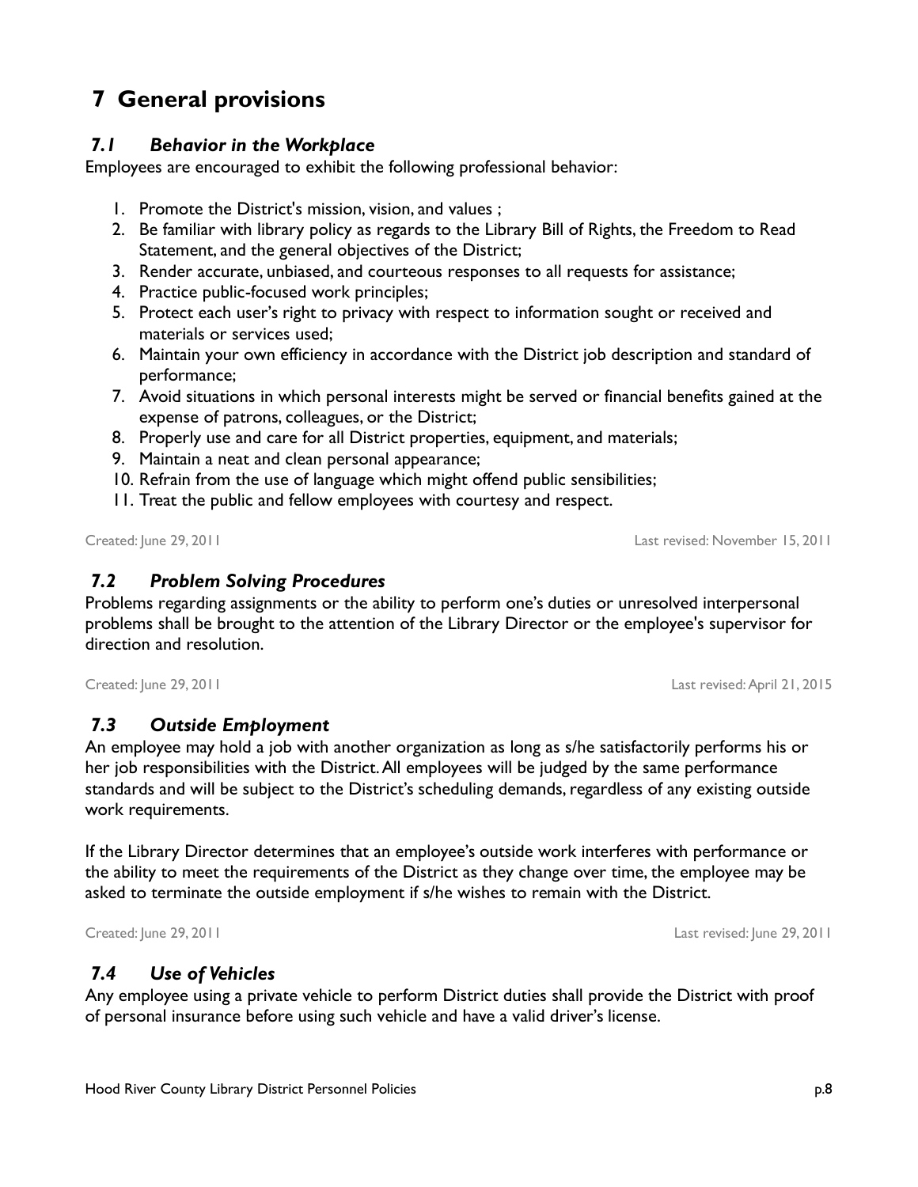# 7 General provisions

## *7.1 Behavior in the Workplace*

Employees are encouraged to exhibit the following professional behavior:

1. Promote the District's mission, vision, and values ;
2. Be familiar with library policy as regards to the Library Bill of Rights, the Freedom to Read Statement, and the general objectives of the District;
3. Render accurate, unbiased, and courteous responses to all requests for assistance;
4. Practice public-focused work principles;
5. Protect each user's right to privacy with respect to information sought or received and materials or services used;
6. Maintain your own efficiency in accordance with the District job description and standard of performance;
7. Avoid situations in which personal interests might be served or financial benefits gained at the expense of patrons, colleagues, or the District;
8. Properly use and care for all District properties, equipment, and materials;
9. Maintain a neat and clean personal appearance;
10. Refrain from the use of language which might offend public sensibilities;
11. Treat the public and fellow employees with courtesy and respect.

Created: June 29, 2011 Last revised: November 15, 2011

## *7.2 Problem Solving Procedures*

Problems regarding assignments or the ability to perform one's duties or unresolved interpersonal problems shall be brought to the attention of the Library Director or the employee's supervisor for direction and resolution.

Created: June 29, 2011 Last revised: April 21, 2015

## *7.3 Outside Employment*

An employee may hold a job with another organization as long as s/he satisfactorily performs his or her job responsibilities with the District. All employees will be judged by the same performance standards and will be subject to the District's scheduling demands, regardless of any existing outside work requirements.

If the Library Director determines that an employee's outside work interferes with performance or the ability to meet the requirements of the District as they change over time, the employee may be asked to terminate the outside employment if s/he wishes to remain with the District.

Created: June 29, 2011 Last revised: June 29, 2011

## *7.4 Use of Vehicles*

Any employee using a private vehicle to perform District duties shall provide the District with proof of personal insurance before using such vehicle and have a valid driver's license.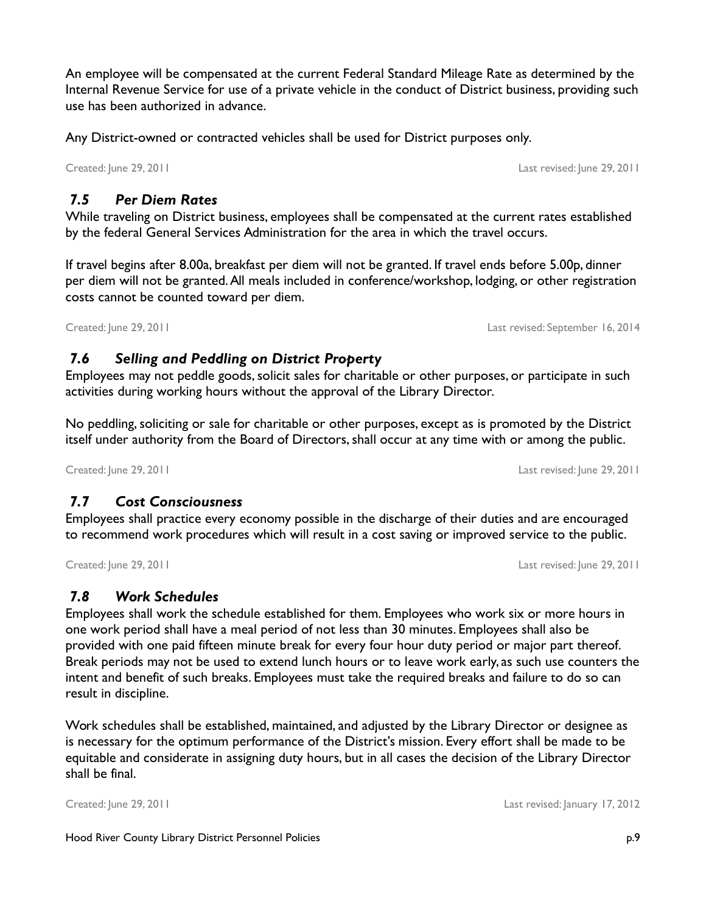An employee will be compensated at the current Federal Standard Mileage Rate as determined by the Internal Revenue Service for use of a private vehicle in the conduct of District business, providing such use has been authorized in advance.

Any District-owned or contracted vehicles shall be used for District purposes only.

Created: June 29, 2011 Last revised: June 29, 2011

### *7.5 Per Diem Rates*

While traveling on District business, employees shall be compensated at the current rates established by the federal General Services Administration for the area in which the travel occurs.

If travel begins after 8.00a, breakfast per diem will not be granted. If travel ends before 5.00p, dinner per diem will not be granted. All meals included in conference/workshop, lodging, or other registration costs cannot be counted toward per diem.

Created: June 29, 2011 Last revised: September 16, 2014

### *7.6 Selling and Peddling on District Property*

Employees may not peddle goods, solicit sales for charitable or other purposes, or participate in such activities during working hours without the approval of the Library Director.

No peddling, soliciting or sale for charitable or other purposes, except as is promoted by the District itself under authority from the Board of Directors, shall occur at any time with or among the public.

Created: June 29, 2011 Last revised: June 29, 2011

### *7.7 Cost Consciousness*

Employees shall practice every economy possible in the discharge of their duties and are encouraged to recommend work procedures which will result in a cost saving or improved service to the public.

Created: June 29, 2011 Last revised: June 29, 2011

### *7.8 Work Schedules*

Employees shall work the schedule established for them. Employees who work six or more hours in one work period shall have a meal period of not less than 30 minutes. Employees shall also be provided with one paid fifteen minute break for every four hour duty period or major part thereof. Break periods may not be used to extend lunch hours or to leave work early, as such use counters the intent and benefit of such breaks. Employees must take the required breaks and failure to do so can result in discipline.

Work schedules shall be established, maintained, and adjusted by the Library Director or designee as is necessary for the optimum performance of the District's mission. Every effort shall be made to be equitable and considerate in assigning duty hours, but in all cases the decision of the Library Director shall be final.

Created: June 29, 2011 Last revised: January 17, 2012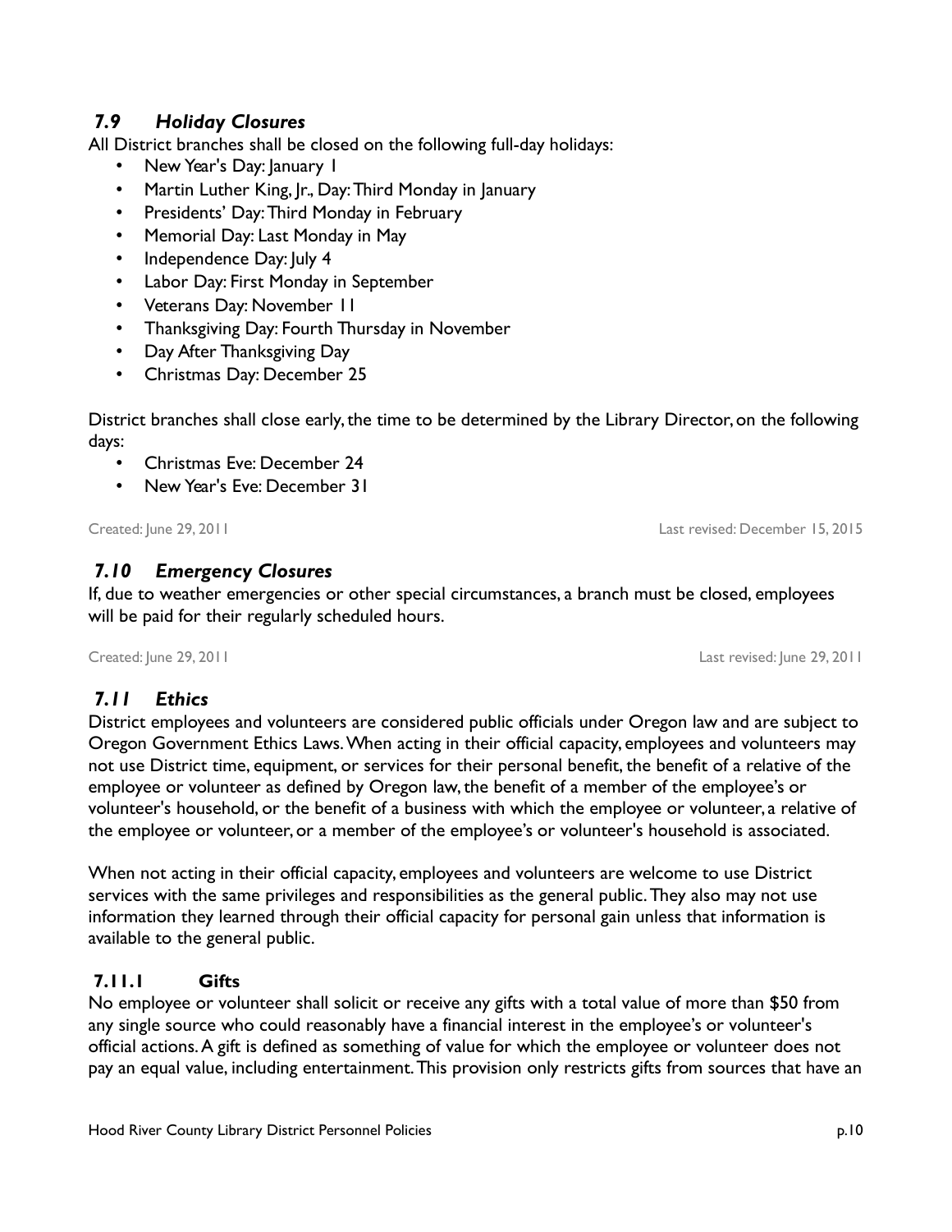## *7.9 Holiday Closures*

All District branches shall be closed on the following full-day holidays:

- New Year's Day: January 1
- Martin Luther King, Jr., Day: Third Monday in January
- Presidents' Day: Third Monday in February
- Memorial Day: Last Monday in May
- Independence Day: July 4
- Labor Day: First Monday in September
- Veterans Day: November 11
- Thanksgiving Day: Fourth Thursday in November
- Day After Thanksgiving Day
- Christmas Day: December 25

District branches shall close early, the time to be determined by the Library Director, on the following days:

- Christmas Eve: December 24
- New Year's Eve: December 31

Created: June 29, 2011 Last revised: December 15, 2015

## *7.10 Emergency Closures*

If, due to weather emergencies or other special circumstances, a branch must be closed, employees will be paid for their regularly scheduled hours.

Created: June 29, 2011 Last revised: June 29, 2011

## *7.11 Ethics*

District employees and volunteers are considered public officials under Oregon law and are subject to Oregon Government Ethics Laws. When acting in their official capacity, employees and volunteers may not use District time, equipment, or services for their personal benefit, the benefit of a relative of the employee or volunteer as defined by Oregon law, the benefit of a member of the employee's or volunteer's household, or the benefit of a business with which the employee or volunteer, a relative of the employee or volunteer, or a member of the employee's or volunteer's household is associated.

When not acting in their official capacity, employees and volunteers are welcome to use District services with the same privileges and responsibilities as the general public. They also may not use information they learned through their official capacity for personal gain unless that information is available to the general public.

### **7.11.1 Gifts**

No employee or volunteer shall solicit or receive any gifts with a total value of more than $50 from any single source who could reasonably have a financial interest in the employee's or volunteer's official actions. A gift is defined as something of value for which the employee or volunteer does not pay an equal value, including entertainment. This provision only restricts gifts from sources that have an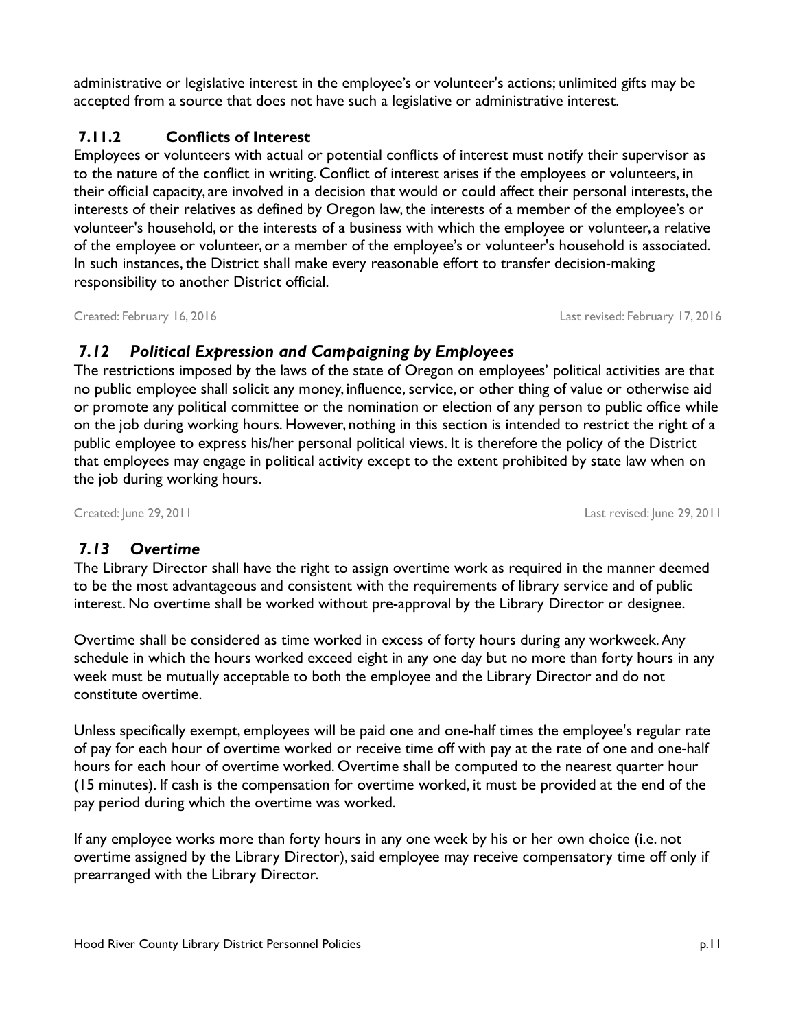administrative or legislative interest in the employee's or volunteer's actions; unlimited gifts may be accepted from a source that does not have such a legislative or administrative interest.

### 7.11.2 Conflicts of Interest

Employees or volunteers with actual or potential conflicts of interest must notify their supervisor as to the nature of the conflict in writing. Conflict of interest arises if the employees or volunteers, in their official capacity, are involved in a decision that would or could affect their personal interests, the interests of their relatives as defined by Oregon law, the interests of a member of the employee's or volunteer's household, or the interests of a business with which the employee or volunteer, a relative of the employee or volunteer, or a member of the employee's or volunteer's household is associated. In such instances, the District shall make every reasonable effort to transfer decision-making responsibility to another District official.

Created: February 16, 2016 Last revised: February 17, 2016

## *7.12 Political Expression and Campaigning by Employees*

The restrictions imposed by the laws of the state of Oregon on employees' political activities are that no public employee shall solicit any money, influence, service, or other thing of value or otherwise aid or promote any political committee or the nomination or election of any person to public office while on the job during working hours. However, nothing in this section is intended to restrict the right of a public employee to express his/her personal political views. It is therefore the policy of the District that employees may engage in political activity except to the extent prohibited by state law when on the job during working hours.

Created: June 29, 2011 Last revised: June 29, 2011

## *7.13 Overtime*

The Library Director shall have the right to assign overtime work as required in the manner deemed to be the most advantageous and consistent with the requirements of library service and of public interest. No overtime shall be worked without pre-approval by the Library Director or designee.

Overtime shall be considered as time worked in excess of forty hours during any workweek. Any schedule in which the hours worked exceed eight in any one day but no more than forty hours in any week must be mutually acceptable to both the employee and the Library Director and do not constitute overtime.

Unless specifically exempt, employees will be paid one and one-half times the employee's regular rate of pay for each hour of overtime worked or receive time off with pay at the rate of one and one-half hours for each hour of overtime worked. Overtime shall be computed to the nearest quarter hour (15 minutes). If cash is the compensation for overtime worked, it must be provided at the end of the pay period during which the overtime was worked.

If any employee works more than forty hours in any one week by his or her own choice (i.e. not overtime assigned by the Library Director), said employee may receive compensatory time off only if prearranged with the Library Director.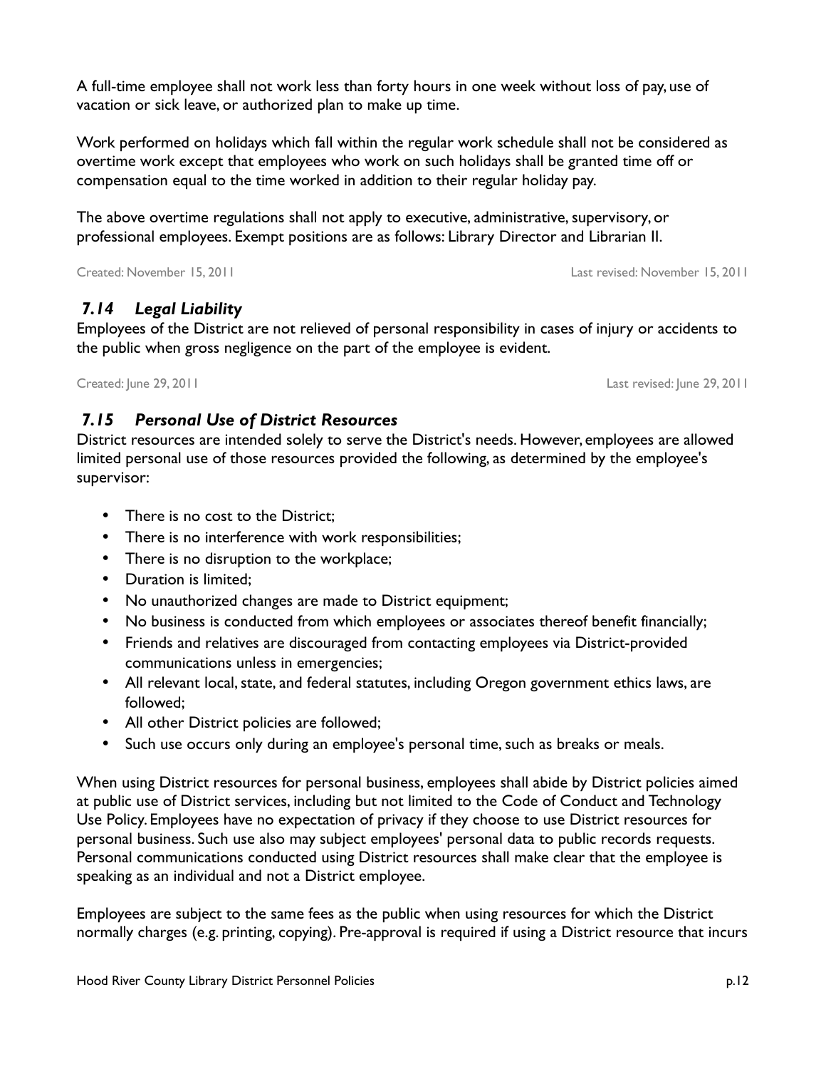A full-time employee shall not work less than forty hours in one week without loss of pay, use of vacation or sick leave, or authorized plan to make up time.

Work performed on holidays which fall within the regular work schedule shall not be considered as overtime work except that employees who work on such holidays shall be granted time off or compensation equal to the time worked in addition to their regular holiday pay.

The above overtime regulations shall not apply to executive, administrative, supervisory, or professional employees. Exempt positions are as follows: Library Director and Librarian II.

Created: November 15, 2011 Last revised: November 15, 2011

### *7.14 Legal Liability*

Employees of the District are not relieved of personal responsibility in cases of injury or accidents to the public when gross negligence on the part of the employee is evident.

Created: June 29, 2011 Last revised: June 29, 2011

### *7.15 Personal Use of District Resources*

District resources are intended solely to serve the District's needs. However, employees are allowed limited personal use of those resources provided the following, as determined by the employee's supervisor:

- There is no cost to the District;
- There is no interference with work responsibilities;
- There is no disruption to the workplace;
- Duration is limited;
- No unauthorized changes are made to District equipment;
- No business is conducted from which employees or associates thereof benefit financially;
- Friends and relatives are discouraged from contacting employees via District-provided communications unless in emergencies;
- All relevant local, state, and federal statutes, including Oregon government ethics laws, are followed;
- All other District policies are followed;
- Such use occurs only during an employee's personal time, such as breaks or meals.

When using District resources for personal business, employees shall abide by District policies aimed at public use of District services, including but not limited to the Code of Conduct and Technology Use Policy. Employees have no expectation of privacy if they choose to use District resources for personal business. Such use also may subject employees' personal data to public records requests. Personal communications conducted using District resources shall make clear that the employee is speaking as an individual and not a District employee.

Employees are subject to the same fees as the public when using resources for which the District normally charges (e.g. printing, copying). Pre-approval is required if using a District resource that incurs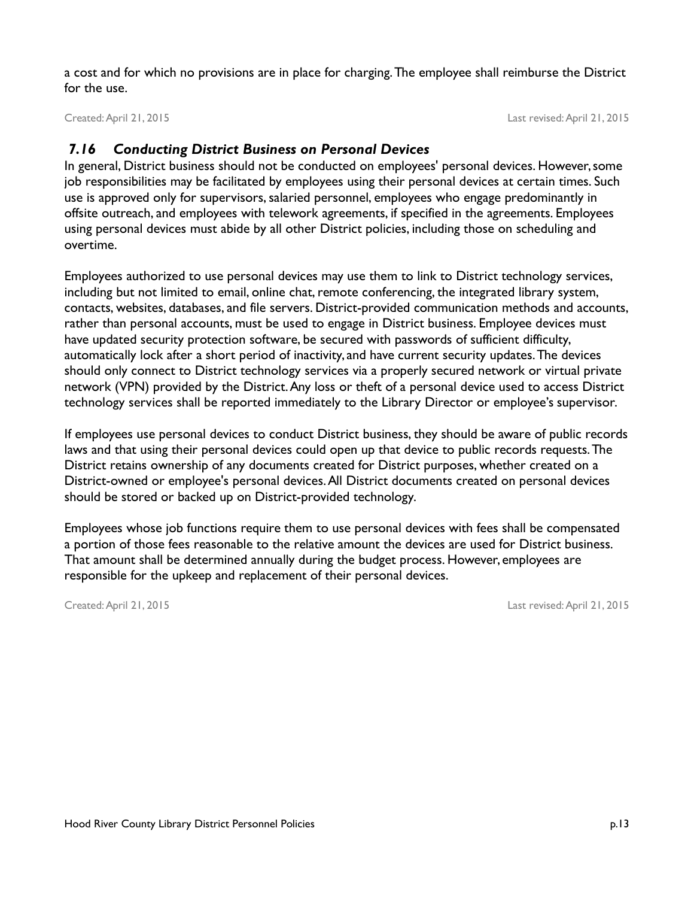a cost and for which no provisions are in place for charging. The employee shall reimburse the District for the use.

Created: April 21, 2015 Last revised: April 21, 2015

### *7.16 Conducting District Business on Personal Devices*

In general, District business should not be conducted on employees' personal devices. However, some job responsibilities may be facilitated by employees using their personal devices at certain times. Such use is approved only for supervisors, salaried personnel, employees who engage predominantly in offsite outreach, and employees with telework agreements, if specified in the agreements. Employees using personal devices must abide by all other District policies, including those on scheduling and overtime.

Employees authorized to use personal devices may use them to link to District technology services, including but not limited to email, online chat, remote conferencing, the integrated library system, contacts, websites, databases, and file servers. District-provided communication methods and accounts, rather than personal accounts, must be used to engage in District business. Employee devices must have updated security protection software, be secured with passwords of sufficient difficulty, automatically lock after a short period of inactivity, and have current security updates. The devices should only connect to District technology services via a properly secured network or virtual private network (VPN) provided by the District. Any loss or theft of a personal device used to access District technology services shall be reported immediately to the Library Director or employee's supervisor.

If employees use personal devices to conduct District business, they should be aware of public records laws and that using their personal devices could open up that device to public records requests. The District retains ownership of any documents created for District purposes, whether created on a District-owned or employee's personal devices. All District documents created on personal devices should be stored or backed up on District-provided technology.

Employees whose job functions require them to use personal devices with fees shall be compensated a portion of those fees reasonable to the relative amount the devices are used for District business. That amount shall be determined annually during the budget process. However, employees are responsible for the upkeep and replacement of their personal devices.

Created: April 21, 2015 Last revised: April 21, 2015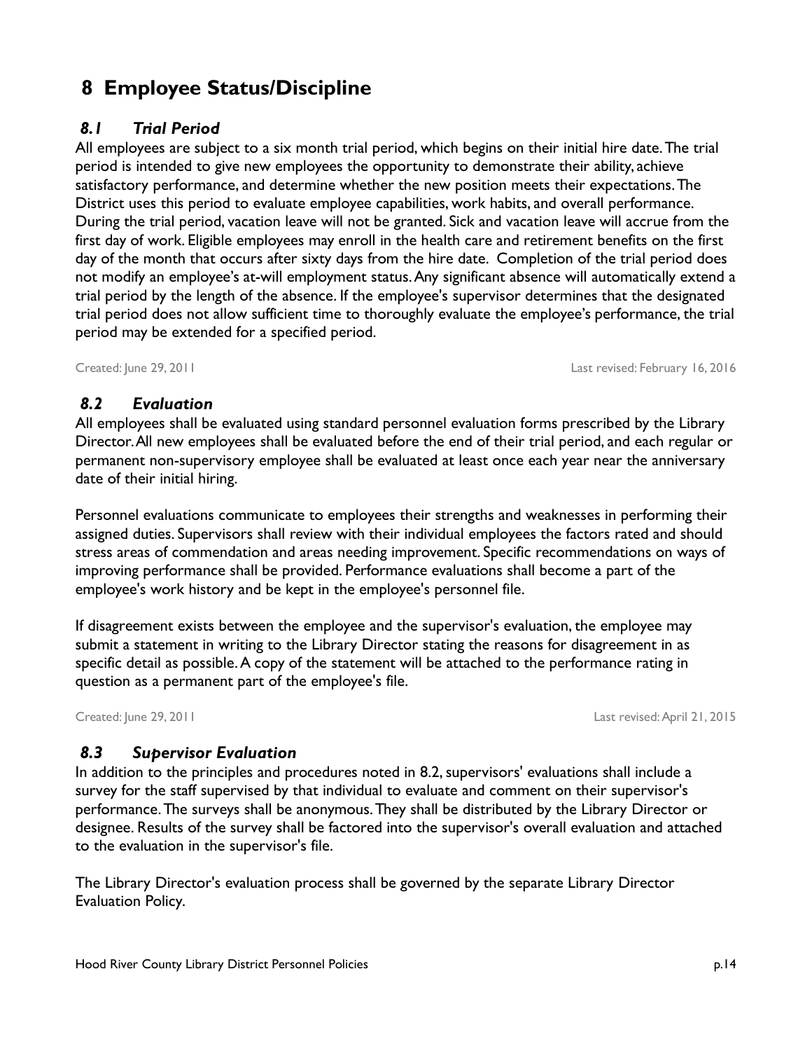# 8 Employee Status/Discipline

### *8.1 Trial Period*

All employees are subject to a six month trial period, which begins on their initial hire date. The trial period is intended to give new employees the opportunity to demonstrate their ability, achieve satisfactory performance, and determine whether the new position meets their expectations. The District uses this period to evaluate employee capabilities, work habits, and overall performance. During the trial period, vacation leave will not be granted. Sick and vacation leave will accrue from the first day of work. Eligible employees may enroll in the health care and retirement benefits on the first day of the month that occurs after sixty days from the hire date. Completion of the trial period does not modify an employee's at-will employment status. Any significant absence will automatically extend a trial period by the length of the absence. If the employee's supervisor determines that the designated trial period does not allow sufficient time to thoroughly evaluate the employee's performance, the trial period may be extended for a specified period.

Created: June 29, 2011 Last revised: February 16, 2016

### *8.2 Evaluation*

All employees shall be evaluated using standard personnel evaluation forms prescribed by the Library Director. All new employees shall be evaluated before the end of their trial period, and each regular or permanent non-supervisory employee shall be evaluated at least once each year near the anniversary date of their initial hiring.

Personnel evaluations communicate to employees their strengths and weaknesses in performing their assigned duties. Supervisors shall review with their individual employees the factors rated and should stress areas of commendation and areas needing improvement. Specific recommendations on ways of improving performance shall be provided. Performance evaluations shall become a part of the employee's work history and be kept in the employee's personnel file.

If disagreement exists between the employee and the supervisor's evaluation, the employee may submit a statement in writing to the Library Director stating the reasons for disagreement in as specific detail as possible. A copy of the statement will be attached to the performance rating in question as a permanent part of the employee's file.

Created: June 29, 2011 Last revised: April 21, 2015

### *8.3 Supervisor Evaluation*

In addition to the principles and procedures noted in 8.2, supervisors' evaluations shall include a survey for the staff supervised by that individual to evaluate and comment on their supervisor's performance. The surveys shall be anonymous. They shall be distributed by the Library Director or designee. Results of the survey shall be factored into the supervisor's overall evaluation and attached to the evaluation in the supervisor's file.

The Library Director's evaluation process shall be governed by the separate Library Director Evaluation Policy.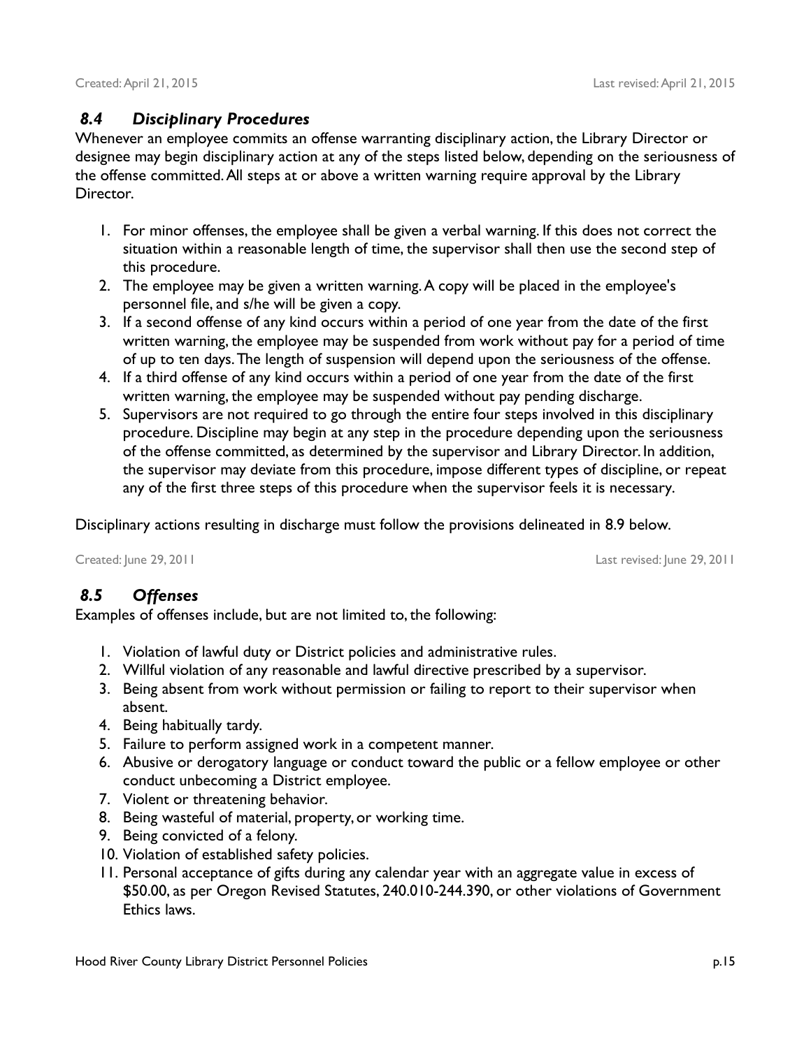Created: April 21, 2015 Last revised: April 21, 2015

### *8.4 Disciplinary Procedures*

Whenever an employee commits an offense warranting disciplinary action, the Library Director or designee may begin disciplinary action at any of the steps listed below, depending on the seriousness of the offense committed. All steps at or above a written warning require approval by the Library Director.

1. For minor offenses, the employee shall be given a verbal warning. If this does not correct the situation within a reasonable length of time, the supervisor shall then use the second step of this procedure.
2. The employee may be given a written warning. A copy will be placed in the employee's personnel file, and s/he will be given a copy.
3. If a second offense of any kind occurs within a period of one year from the date of the first written warning, the employee may be suspended from work without pay for a period of time of up to ten days. The length of suspension will depend upon the seriousness of the offense.
4. If a third offense of any kind occurs within a period of one year from the date of the first written warning, the employee may be suspended without pay pending discharge.
5. Supervisors are not required to go through the entire four steps involved in this disciplinary procedure. Discipline may begin at any step in the procedure depending upon the seriousness of the offense committed, as determined by the supervisor and Library Director. In addition, the supervisor may deviate from this procedure, impose different types of discipline, or repeat any of the first three steps of this procedure when the supervisor feels it is necessary.

Disciplinary actions resulting in discharge must follow the provisions delineated in 8.9 below.

Created: June 29, 2011 Last revised: June 29, 2011

### *8.5 Offenses*

Examples of offenses include, but are not limited to, the following:

1. Violation of lawful duty or District policies and administrative rules.
2. Willful violation of any reasonable and lawful directive prescribed by a supervisor.
3. Being absent from work without permission or failing to report to their supervisor when absent.
4. Being habitually tardy.
5. Failure to perform assigned work in a competent manner.
6. Abusive or derogatory language or conduct toward the public or a fellow employee or other conduct unbecoming a District employee.
7. Violent or threatening behavior.
8. Being wasteful of material, property, or working time.
9. Being convicted of a felony.
10. Violation of established safety policies.
11. Personal acceptance of gifts during any calendar year with an aggregate value in excess of $50.00, as per Oregon Revised Statutes, 240.010-244.390, or other violations of Government Ethics laws.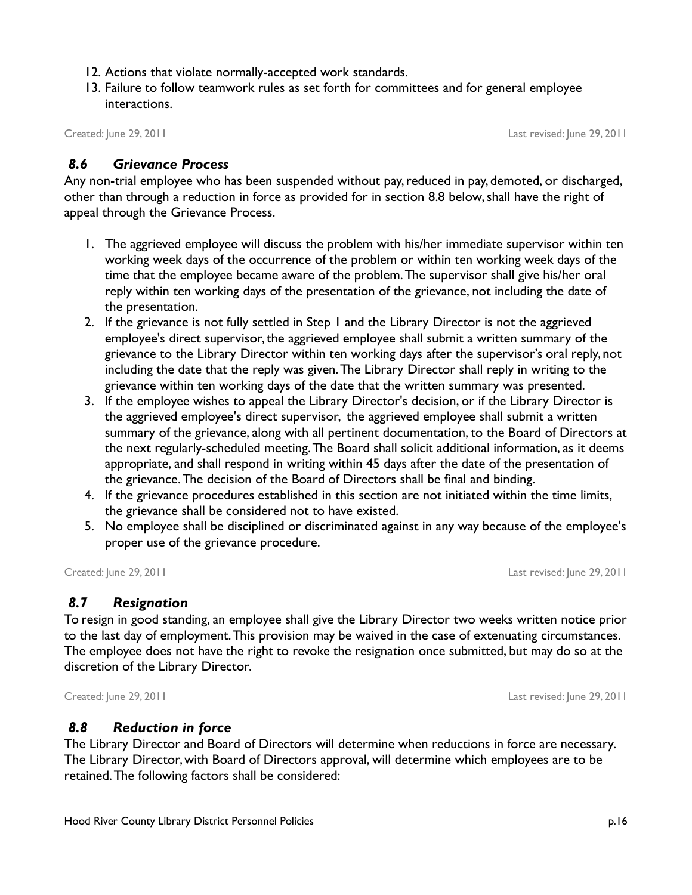12. Actions that violate normally-accepted work standards.
13. Failure to follow teamwork rules as set forth for committees and for general employee interactions.

Created: June 29, 2011 Last revised: June 29, 2011

### *8.6 Grievance Process*

Any non-trial employee who has been suspended without pay, reduced in pay, demoted, or discharged, other than through a reduction in force as provided for in section 8.8 below, shall have the right of appeal through the Grievance Process.

1. The aggrieved employee will discuss the problem with his/her immediate supervisor within ten working week days of the occurrence of the problem or within ten working week days of the time that the employee became aware of the problem. The supervisor shall give his/her oral reply within ten working days of the presentation of the grievance, not including the date of the presentation.
2. If the grievance is not fully settled in Step 1 and the Library Director is not the aggrieved employee's direct supervisor, the aggrieved employee shall submit a written summary of the grievance to the Library Director within ten working days after the supervisor's oral reply, not including the date that the reply was given. The Library Director shall reply in writing to the grievance within ten working days of the date that the written summary was presented.
3. If the employee wishes to appeal the Library Director's decision, or if the Library Director is the aggrieved employee's direct supervisor, the aggrieved employee shall submit a written summary of the grievance, along with all pertinent documentation, to the Board of Directors at the next regularly-scheduled meeting. The Board shall solicit additional information, as it deems appropriate, and shall respond in writing within 45 days after the date of the presentation of the grievance. The decision of the Board of Directors shall be final and binding.
4. If the grievance procedures established in this section are not initiated within the time limits, the grievance shall be considered not to have existed.
5. No employee shall be disciplined or discriminated against in any way because of the employee's proper use of the grievance procedure.

Created: June 29, 2011 Last revised: June 29, 2011

### *8.7 Resignation*

To resign in good standing, an employee shall give the Library Director two weeks written notice prior to the last day of employment. This provision may be waived in the case of extenuating circumstances. The employee does not have the right to revoke the resignation once submitted, but may do so at the discretion of the Library Director.

Created: June 29, 2011 Last revised: June 29, 2011

### *8.8 Reduction in force*

The Library Director and Board of Directors will determine when reductions in force are necessary. The Library Director, with Board of Directors approval, will determine which employees are to be retained. The following factors shall be considered: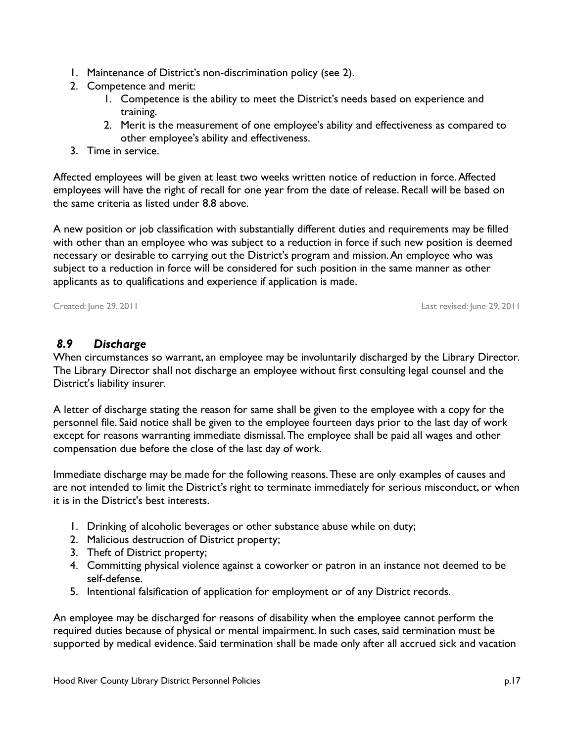1. Maintenance of District's non-discrimination policy (see 2).
2. Competence and merit:
    1. Competence is the ability to meet the District's needs based on experience and training.
    2. Merit is the measurement of one employee's ability and effectiveness as compared to other employee's ability and effectiveness.
3. Time in service.

Affected employees will be given at least two weeks written notice of reduction in force. Affected employees will have the right of recall for one year from the date of release. Recall will be based on the same criteria as listed under 8.8 above.

A new position or job classification with substantially different duties and requirements may be filled with other than an employee who was subject to a reduction in force if such new position is deemed necessary or desirable to carrying out the District's program and mission. An employee who was subject to a reduction in force will be considered for such position in the same manner as other applicants as to qualifications and experience if application is made.

Created: June 29, 2011 Last revised: June 29, 2011

### *8.9 Discharge*

When circumstances so warrant, an employee may be involuntarily discharged by the Library Director. The Library Director shall not discharge an employee without first consulting legal counsel and the District's liability insurer.

A letter of discharge stating the reason for same shall be given to the employee with a copy for the personnel file. Said notice shall be given to the employee fourteen days prior to the last day of work except for reasons warranting immediate dismissal. The employee shall be paid all wages and other compensation due before the close of the last day of work.

Immediate discharge may be made for the following reasons. These are only examples of causes and are not intended to limit the District's right to terminate immediately for serious misconduct, or when it is in the District's best interests.

1. Drinking of alcoholic beverages or other substance abuse while on duty;
2. Malicious destruction of District property;
3. Theft of District property;
4. Committing physical violence against a coworker or patron in an instance not deemed to be self-defense.
5. Intentional falsification of application for employment or of any District records.

An employee may be discharged for reasons of disability when the employee cannot perform the required duties because of physical or mental impairment. In such cases, said termination must be supported by medical evidence. Said termination shall be made only after all accrued sick and vacation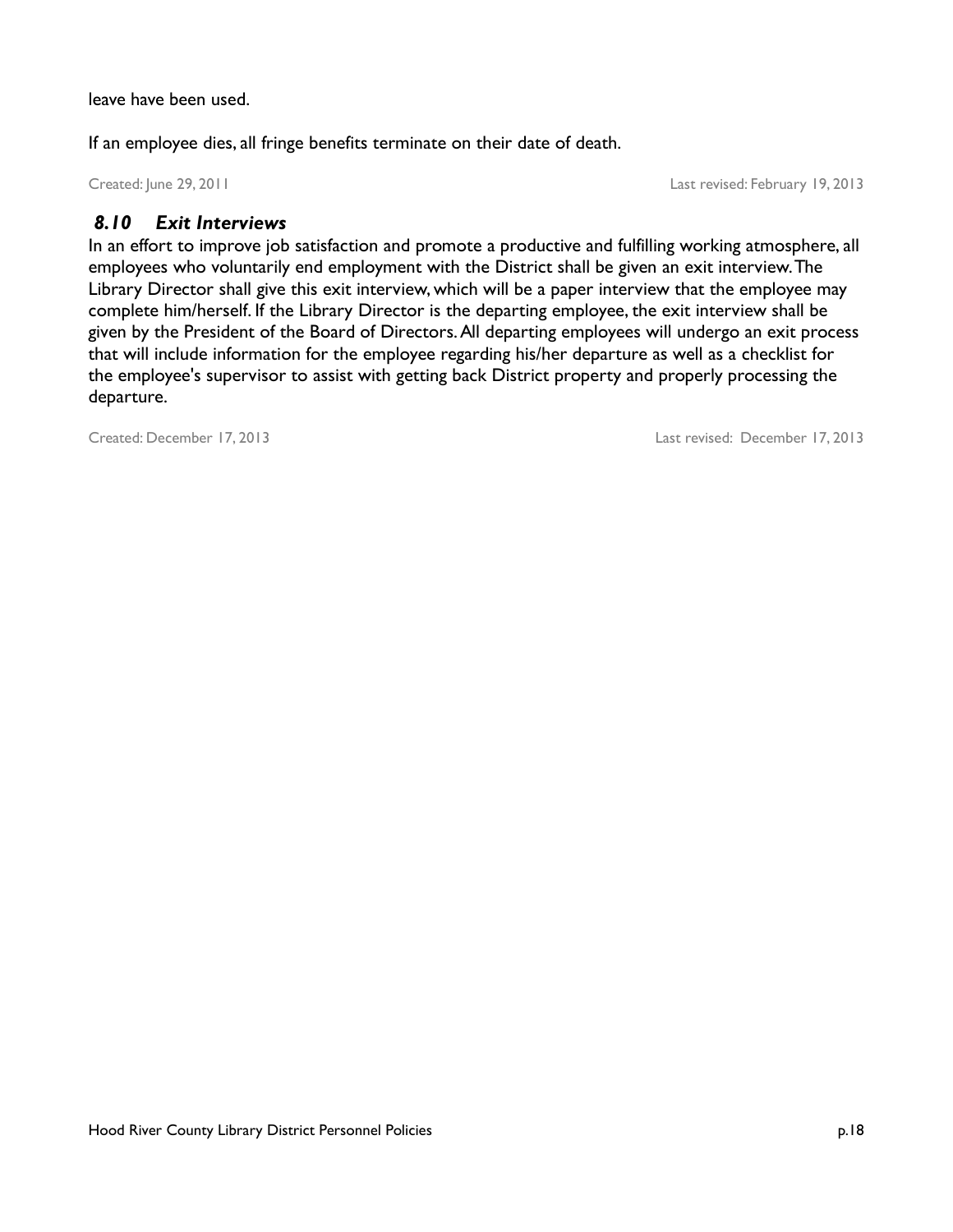leave have been used.

If an employee dies, all fringe benefits terminate on their date of death.

Created: June 29, 2011 Last revised: February 19, 2013

### *8.10 Exit Interviews*

In an effort to improve job satisfaction and promote a productive and fulfilling working atmosphere, all employees who voluntarily end employment with the District shall be given an exit interview. The Library Director shall give this exit interview, which will be a paper interview that the employee may complete him/herself. If the Library Director is the departing employee, the exit interview shall be given by the President of the Board of Directors. All departing employees will undergo an exit process that will include information for the employee regarding his/her departure as well as a checklist for the employee's supervisor to assist with getting back District property and properly processing the departure.

Created: December 17, 2013 Last revised: December 17, 2013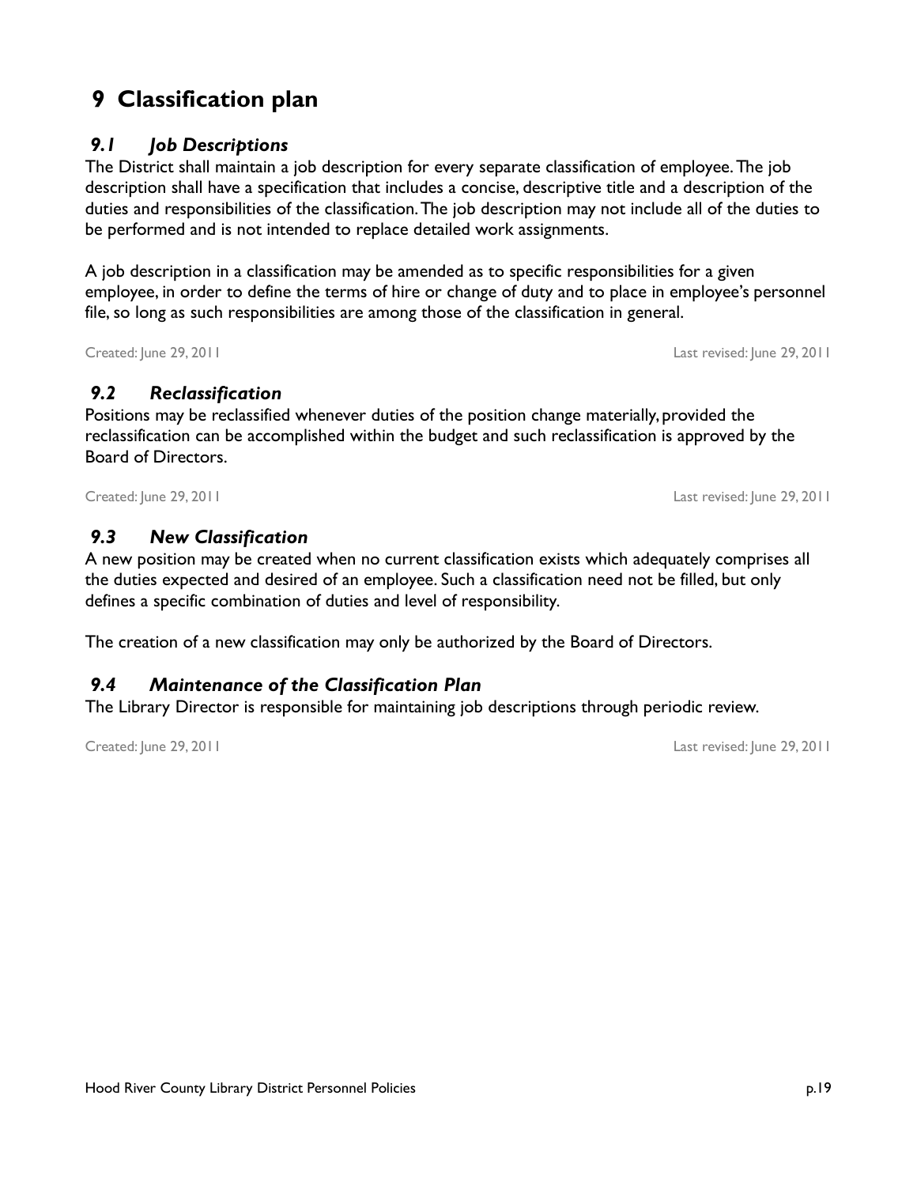# 9 Classification plan

## *9.1 Job Descriptions*

The District shall maintain a job description for every separate classification of employee. The job description shall have a specification that includes a concise, descriptive title and a description of the duties and responsibilities of the classification. The job description may not include all of the duties to be performed and is not intended to replace detailed work assignments.

A job description in a classification may be amended as to specific responsibilities for a given employee, in order to define the terms of hire or change of duty and to place in employee's personnel file, so long as such responsibilities are among those of the classification in general.

Created: June 29, 2011 Last revised: June 29, 2011

## *9.2 Reclassification*

Positions may be reclassified whenever duties of the position change materially, provided the reclassification can be accomplished within the budget and such reclassification is approved by the Board of Directors.

Created: June 29, 2011 Last revised: June 29, 2011

## *9.3 New Classification*

A new position may be created when no current classification exists which adequately comprises all the duties expected and desired of an employee. Such a classification need not be filled, but only defines a specific combination of duties and level of responsibility.

The creation of a new classification may only be authorized by the Board of Directors.

## *9.4 Maintenance of the Classification Plan*

The Library Director is responsible for maintaining job descriptions through periodic review.

Created: June 29, 2011 Last revised: June 29, 2011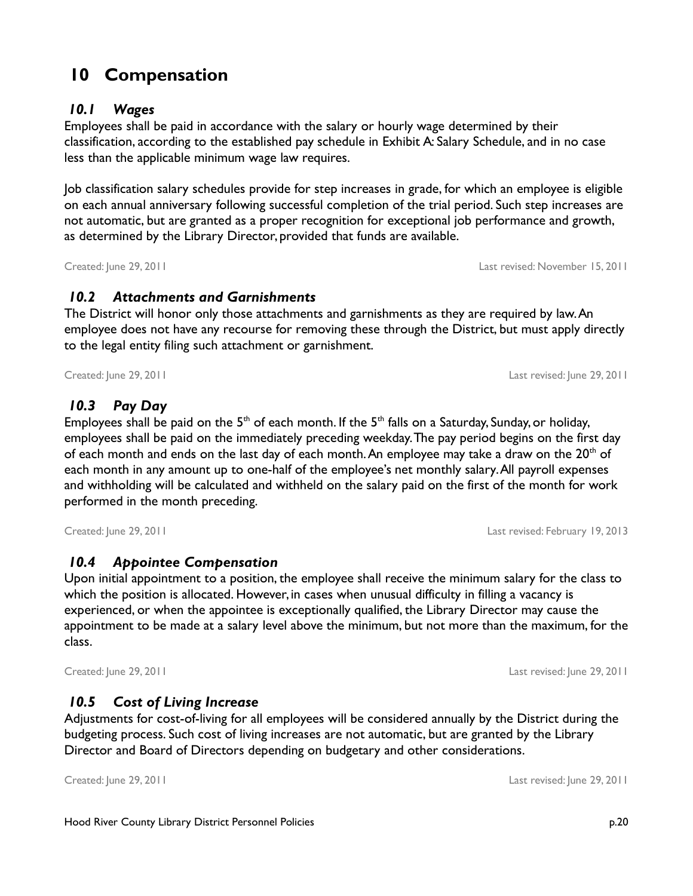# 10 Compensation

## *10.1 Wages*

Employees shall be paid in accordance with the salary or hourly wage determined by their classification, according to the established pay schedule in Exhibit A: Salary Schedule, and in no case less than the applicable minimum wage law requires.

Job classification salary schedules provide for step increases in grade, for which an employee is eligible on each annual anniversary following successful completion of the trial period. Such step increases are not automatic, but are granted as a proper recognition for exceptional job performance and growth, as determined by the Library Director, provided that funds are available.

Created: June 29, 2011 Last revised: November 15, 2011

## *10.2 Attachments and Garnishments*

The District will honor only those attachments and garnishments as they are required by law. An employee does not have any recourse for removing these through the District, but must apply directly to the legal entity filing such attachment or garnishment.

Created: June 29, 2011 Last revised: June 29, 2011

## *10.3 Pay Day*

Employees shall be paid on the 5th of each month. If the 5th falls on a Saturday, Sunday, or holiday, employees shall be paid on the immediately preceding weekday. The pay period begins on the first day of each month and ends on the last day of each month. An employee may take a draw on the 20th of each month in any amount up to one-half of the employee's net monthly salary. All payroll expenses and withholding will be calculated and withheld on the salary paid on the first of the month for work performed in the month preceding.

Created: June 29, 2011 Last revised: February 19, 2013

## *10.4 Appointee Compensation*

Upon initial appointment to a position, the employee shall receive the minimum salary for the class to which the position is allocated. However, in cases when unusual difficulty in filling a vacancy is experienced, or when the appointee is exceptionally qualified, the Library Director may cause the appointment to be made at a salary level above the minimum, but not more than the maximum, for the class.

Created: June 29, 2011 Last revised: June 29, 2011

## *10.5 Cost of Living Increase*

Adjustments for cost-of-living for all employees will be considered annually by the District during the budgeting process. Such cost of living increases are not automatic, but are granted by the Library Director and Board of Directors depending on budgetary and other considerations.

Created: June 29, 2011 Last revised: June 29, 2011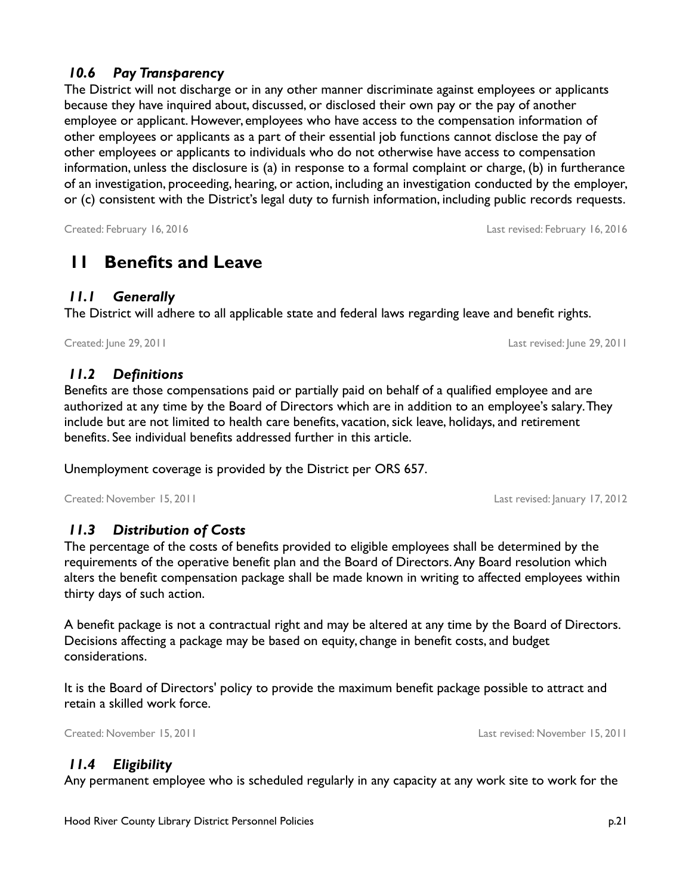### *10.6 Pay Transparency*

The District will not discharge or in any other manner discriminate against employees or applicants because they have inquired about, discussed, or disclosed their own pay or the pay of another employee or applicant. However, employees who have access to the compensation information of other employees or applicants as a part of their essential job functions cannot disclose the pay of other employees or applicants to individuals who do not otherwise have access to compensation information, unless the disclosure is (a) in response to a formal complaint or charge, (b) in furtherance of an investigation, proceeding, hearing, or action, including an investigation conducted by the employer, or (c) consistent with the District's legal duty to furnish information, including public records requests.

Created: February 16, 2016 Last revised: February 16, 2016

## 11 Benefits and Leave

### *11.1 Generally*

The District will adhere to all applicable state and federal laws regarding leave and benefit rights.

Created: June 29, 2011 Last revised: June 29, 2011

### *11.2 Definitions*

Benefits are those compensations paid or partially paid on behalf of a qualified employee and are authorized at any time by the Board of Directors which are in addition to an employee's salary. They include but are not limited to health care benefits, vacation, sick leave, holidays, and retirement benefits. See individual benefits addressed further in this article.

Unemployment coverage is provided by the District per ORS 657.

Created: November 15, 2011 Last revised: January 17, 2012

### *11.3 Distribution of Costs*

The percentage of the costs of benefits provided to eligible employees shall be determined by the requirements of the operative benefit plan and the Board of Directors. Any Board resolution which alters the benefit compensation package shall be made known in writing to affected employees within thirty days of such action.

A benefit package is not a contractual right and may be altered at any time by the Board of Directors. Decisions affecting a package may be based on equity, change in benefit costs, and budget considerations.

It is the Board of Directors' policy to provide the maximum benefit package possible to attract and retain a skilled work force.

Created: November 15, 2011 Last revised: November 15, 2011

### *11.4 Eligibility*

Any permanent employee who is scheduled regularly in any capacity at any work site to work for the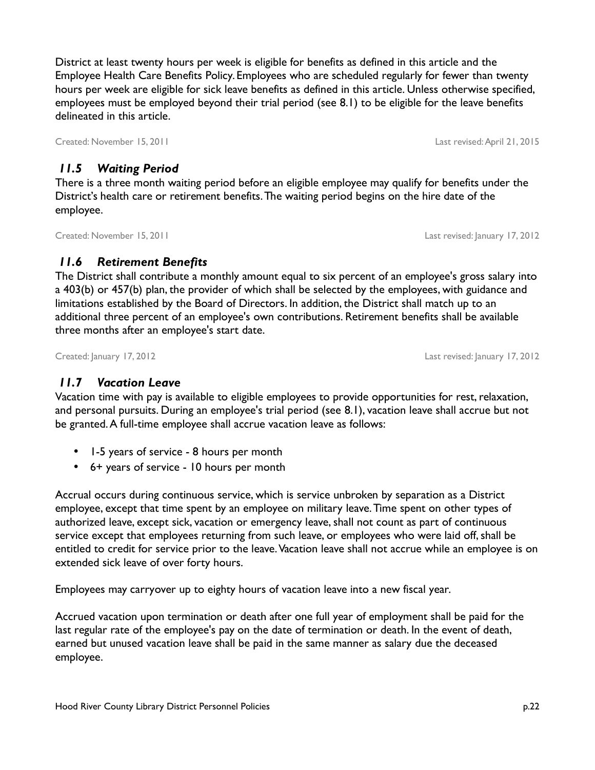District at least twenty hours per week is eligible for benefits as defined in this article and the Employee Health Care Benefits Policy. Employees who are scheduled regularly for fewer than twenty hours per week are eligible for sick leave benefits as defined in this article. Unless otherwise specified, employees must be employed beyond their trial period (see 8.1) to be eligible for the leave benefits delineated in this article.

Created: November 15, 2011 Last revised: April 21, 2015

### *11.5 Waiting Period*

There is a three month waiting period before an eligible employee may qualify for benefits under the District's health care or retirement benefits. The waiting period begins on the hire date of the employee.

Created: November 15, 2011 Last revised: January 17, 2012

### *11.6 Retirement Benefits*

The District shall contribute a monthly amount equal to six percent of an employee's gross salary into a 403(b) or 457(b) plan, the provider of which shall be selected by the employees, with guidance and limitations established by the Board of Directors. In addition, the District shall match up to an additional three percent of an employee's own contributions. Retirement benefits shall be available three months after an employee's start date.

Created: January 17, 2012 Last revised: January 17, 2012

### *11.7 Vacation Leave*

Vacation time with pay is available to eligible employees to provide opportunities for rest, relaxation, and personal pursuits. During an employee's trial period (see 8.1), vacation leave shall accrue but not be granted. A full-time employee shall accrue vacation leave as follows:

- 1-5 years of service - 8 hours per month
- 6+ years of service - 10 hours per month

Accrual occurs during continuous service, which is service unbroken by separation as a District employee, except that time spent by an employee on military leave. Time spent on other types of authorized leave, except sick, vacation or emergency leave, shall not count as part of continuous service except that employees returning from such leave, or employees who were laid off, shall be entitled to credit for service prior to the leave. Vacation leave shall not accrue while an employee is on extended sick leave of over forty hours.

Employees may carryover up to eighty hours of vacation leave into a new fiscal year.

Accrued vacation upon termination or death after one full year of employment shall be paid for the last regular rate of the employee's pay on the date of termination or death. In the event of death, earned but unused vacation leave shall be paid in the same manner as salary due the deceased employee.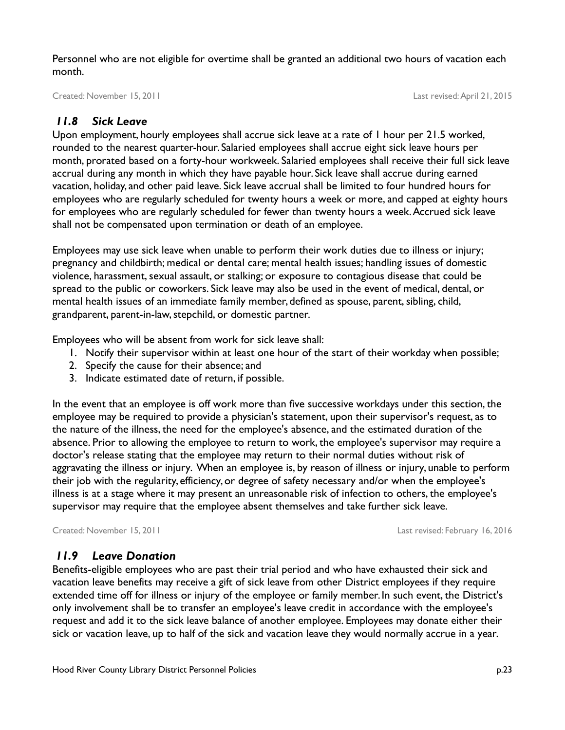Personnel who are not eligible for overtime shall be granted an additional two hours of vacation each month.

Created: November 15, 2011 Last revised: April 21, 2015

### *11.8 Sick Leave*

Upon employment, hourly employees shall accrue sick leave at a rate of 1 hour per 21.5 worked, rounded to the nearest quarter-hour. Salaried employees shall accrue eight sick leave hours per month, prorated based on a forty-hour workweek. Salaried employees shall receive their full sick leave accrual during any month in which they have payable hour. Sick leave shall accrue during earned vacation, holiday, and other paid leave. Sick leave accrual shall be limited to four hundred hours for employees who are regularly scheduled for twenty hours a week or more, and capped at eighty hours for employees who are regularly scheduled for fewer than twenty hours a week. Accrued sick leave shall not be compensated upon termination or death of an employee.

Employees may use sick leave when unable to perform their work duties due to illness or injury; pregnancy and childbirth; medical or dental care; mental health issues; handling issues of domestic violence, harassment, sexual assault, or stalking; or exposure to contagious disease that could be spread to the public or coworkers. Sick leave may also be used in the event of medical, dental, or mental health issues of an immediate family member, defined as spouse, parent, sibling, child, grandparent, parent-in-law, stepchild, or domestic partner.

Employees who will be absent from work for sick leave shall:

1. Notify their supervisor within at least one hour of the start of their workday when possible;
2. Specify the cause for their absence; and
3. Indicate estimated date of return, if possible.

In the event that an employee is off work more than five successive workdays under this section, the employee may be required to provide a physician's statement, upon their supervisor's request, as to the nature of the illness, the need for the employee's absence, and the estimated duration of the absence. Prior to allowing the employee to return to work, the employee's supervisor may require a doctor's release stating that the employee may return to their normal duties without risk of aggravating the illness or injury. When an employee is, by reason of illness or injury, unable to perform their job with the regularity, efficiency, or degree of safety necessary and/or when the employee's illness is at a stage where it may present an unreasonable risk of infection to others, the employee's supervisor may require that the employee absent themselves and take further sick leave.

Created: November 15, 2011 Last revised: February 16, 2016

### *11.9 Leave Donation*

Benefits-eligible employees who are past their trial period and who have exhausted their sick and vacation leave benefits may receive a gift of sick leave from other District employees if they require extended time off for illness or injury of the employee or family member. In such event, the District's only involvement shall be to transfer an employee's leave credit in accordance with the employee's request and add it to the sick leave balance of another employee. Employees may donate either their sick or vacation leave, up to half of the sick and vacation leave they would normally accrue in a year.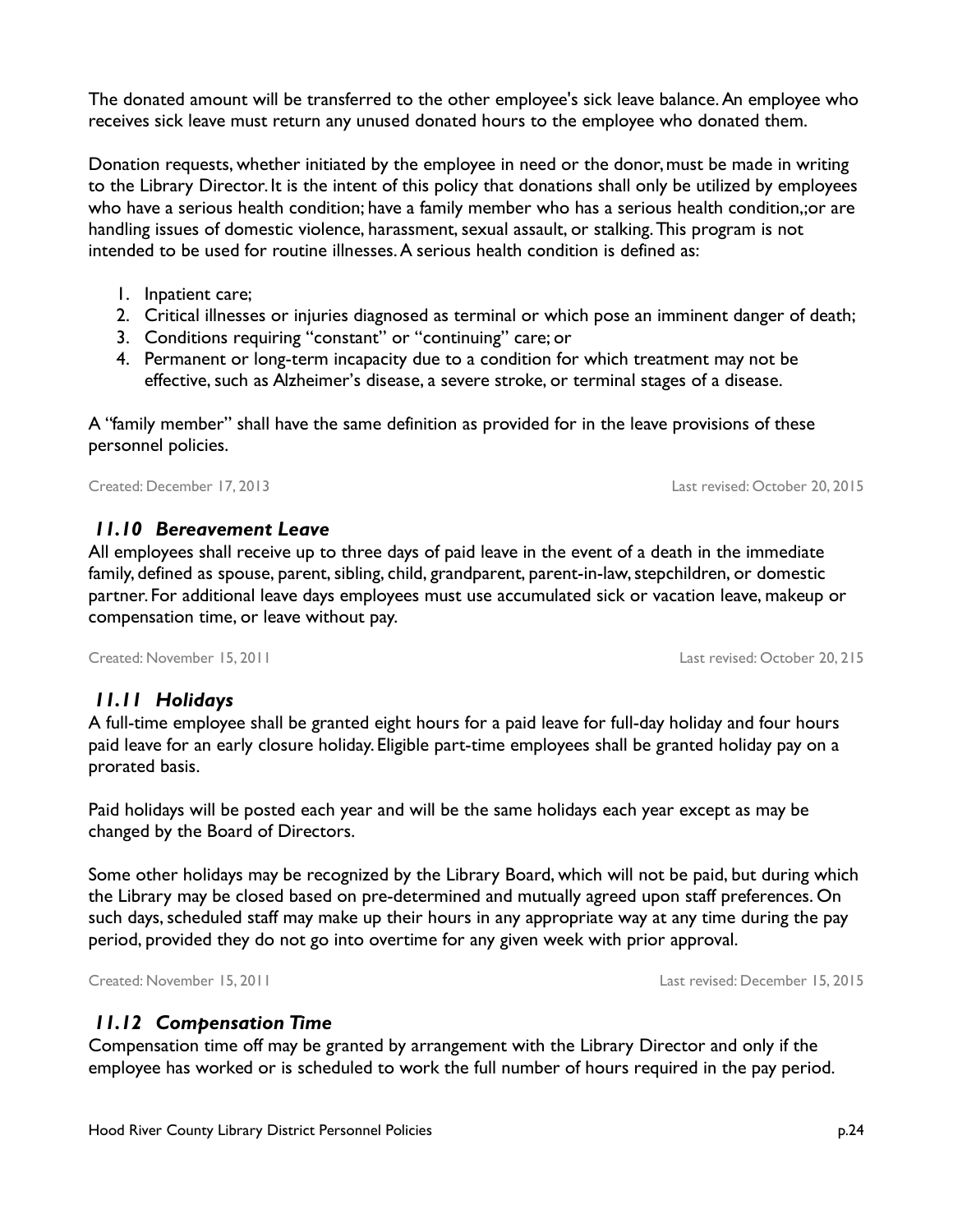The donated amount will be transferred to the other employee's sick leave balance. An employee who receives sick leave must return any unused donated hours to the employee who donated them.

Donation requests, whether initiated by the employee in need or the donor, must be made in writing to the Library Director. It is the intent of this policy that donations shall only be utilized by employees who have a serious health condition; have a family member who has a serious health condition,;or are handling issues of domestic violence, harassment, sexual assault, or stalking. This program is not intended to be used for routine illnesses. A serious health condition is defined as:

1. Inpatient care;
2. Critical illnesses or injuries diagnosed as terminal or which pose an imminent danger of death;
3. Conditions requiring "constant" or "continuing" care; or
4. Permanent or long-term incapacity due to a condition for which treatment may not be effective, such as Alzheimer's disease, a severe stroke, or terminal stages of a disease.

A "family member" shall have the same definition as provided for in the leave provisions of these personnel policies.

Created: December 17, 2013 Last revised: October 20, 2015

### *11.10 Bereavement Leave*

All employees shall receive up to three days of paid leave in the event of a death in the immediate family, defined as spouse, parent, sibling, child, grandparent, parent-in-law, stepchildren, or domestic partner. For additional leave days employees must use accumulated sick or vacation leave, makeup or compensation time, or leave without pay.

Created: November 15, 2011 Last revised: October 20, 215

### *11.11 Holidays*

A full-time employee shall be granted eight hours for a paid leave for full-day holiday and four hours paid leave for an early closure holiday. Eligible part-time employees shall be granted holiday pay on a prorated basis.

Paid holidays will be posted each year and will be the same holidays each year except as may be changed by the Board of Directors.

Some other holidays may be recognized by the Library Board, which will not be paid, but during which the Library may be closed based on pre-determined and mutually agreed upon staff preferences. On such days, scheduled staff may make up their hours in any appropriate way at any time during the pay period, provided they do not go into overtime for any given week with prior approval.

Created: November 15, 2011 Last revised: December 15, 2015

### *11.12 Compensation Time*

Compensation time off may be granted by arrangement with the Library Director and only if the employee has worked or is scheduled to work the full number of hours required in the pay period.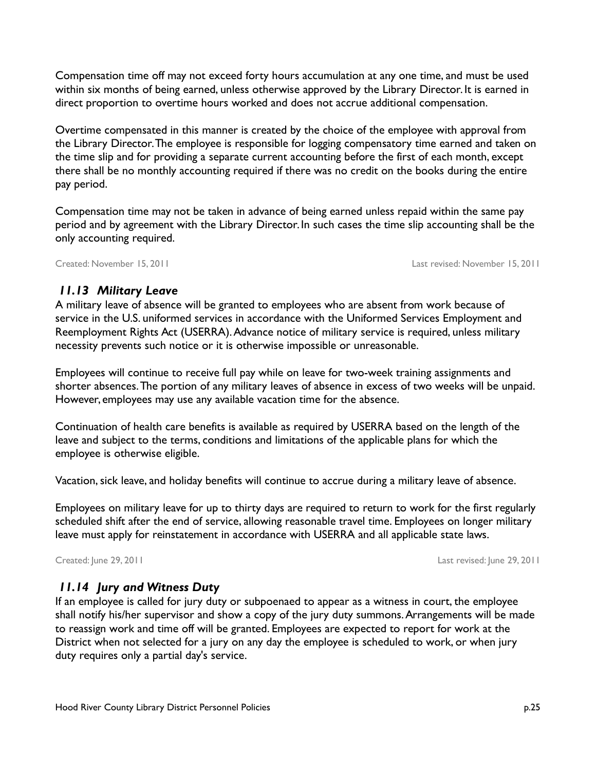Compensation time off may not exceed forty hours accumulation at any one time, and must be used within six months of being earned, unless otherwise approved by the Library Director. It is earned in direct proportion to overtime hours worked and does not accrue additional compensation.

Overtime compensated in this manner is created by the choice of the employee with approval from the Library Director. The employee is responsible for logging compensatory time earned and taken on the time slip and for providing a separate current accounting before the first of each month, except there shall be no monthly accounting required if there was no credit on the books during the entire pay period.

Compensation time may not be taken in advance of being earned unless repaid within the same pay period and by agreement with the Library Director. In such cases the time slip accounting shall be the only accounting required.

Created: November 15, 2011 Last revised: November 15, 2011

### *11.13 Military Leave*

A military leave of absence will be granted to employees who are absent from work because of service in the U.S. uniformed services in accordance with the Uniformed Services Employment and Reemployment Rights Act (USERRA). Advance notice of military service is required, unless military necessity prevents such notice or it is otherwise impossible or unreasonable.

Employees will continue to receive full pay while on leave for two-week training assignments and shorter absences. The portion of any military leaves of absence in excess of two weeks will be unpaid. However, employees may use any available vacation time for the absence.

Continuation of health care benefits is available as required by USERRA based on the length of the leave and subject to the terms, conditions and limitations of the applicable plans for which the employee is otherwise eligible.

Vacation, sick leave, and holiday benefits will continue to accrue during a military leave of absence.

Employees on military leave for up to thirty days are required to return to work for the first regularly scheduled shift after the end of service, allowing reasonable travel time. Employees on longer military leave must apply for reinstatement in accordance with USERRA and all applicable state laws.

Created: June 29, 2011 Last revised: June 29, 2011

### *11.14 Jury and Witness Duty*

If an employee is called for jury duty or subpoenaed to appear as a witness in court, the employee shall notify his/her supervisor and show a copy of the jury duty summons. Arrangements will be made to reassign work and time off will be granted. Employees are expected to report for work at the District when not selected for a jury on any day the employee is scheduled to work, or when jury duty requires only a partial day's service.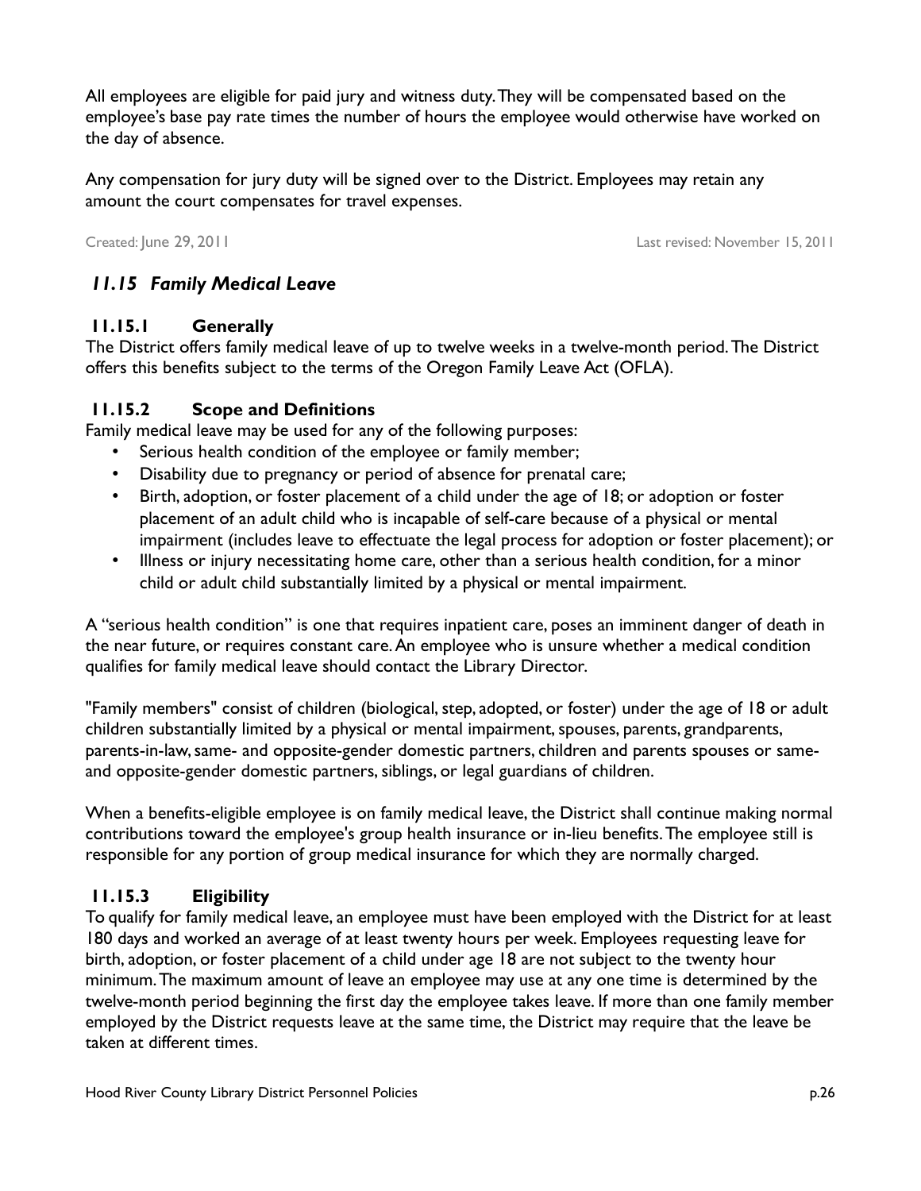All employees are eligible for paid jury and witness duty. They will be compensated based on the employee's base pay rate times the number of hours the employee would otherwise have worked on the day of absence.

Any compensation for jury duty will be signed over to the District. Employees may retain any amount the court compensates for travel expenses.

Created: June 29, 2011 Last revised: November 15, 2011

## *11.15 Family Medical Leave*

### 11.15.1 Generally

The District offers family medical leave of up to twelve weeks in a twelve-month period. The District offers this benefits subject to the terms of the Oregon Family Leave Act (OFLA).

### 11.15.2 Scope and Definitions

Family medical leave may be used for any of the following purposes:

- Serious health condition of the employee or family member;
- Disability due to pregnancy or period of absence for prenatal care;
- Birth, adoption, or foster placement of a child under the age of 18; or adoption or foster placement of an adult child who is incapable of self-care because of a physical or mental impairment (includes leave to effectuate the legal process for adoption or foster placement); or
- Illness or injury necessitating home care, other than a serious health condition, for a minor child or adult child substantially limited by a physical or mental impairment.

A "serious health condition" is one that requires inpatient care, poses an imminent danger of death in the near future, or requires constant care. An employee who is unsure whether a medical condition qualifies for family medical leave should contact the Library Director.

"Family members" consist of children (biological, step, adopted, or foster) under the age of 18 or adult children substantially limited by a physical or mental impairment, spouses, parents, grandparents, parents-in-law, same- and opposite-gender domestic partners, children and parents spouses or same- and opposite-gender domestic partners, siblings, or legal guardians of children.

When a benefits-eligible employee is on family medical leave, the District shall continue making normal contributions toward the employee's group health insurance or in-lieu benefits. The employee still is responsible for any portion of group medical insurance for which they are normally charged.

### 11.15.3 Eligibility

To qualify for family medical leave, an employee must have been employed with the District for at least 180 days and worked an average of at least twenty hours per week. Employees requesting leave for birth, adoption, or foster placement of a child under age 18 are not subject to the twenty hour minimum. The maximum amount of leave an employee may use at any one time is determined by the twelve-month period beginning the first day the employee takes leave. If more than one family member employed by the District requests leave at the same time, the District may require that the leave be taken at different times.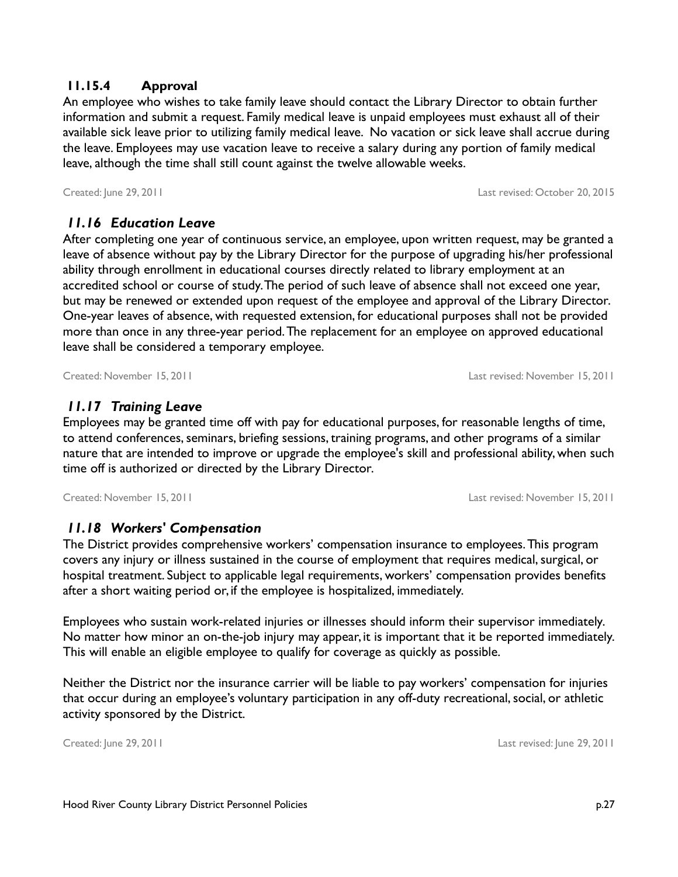#### 11.15.4 Approval

An employee who wishes to take family leave should contact the Library Director to obtain further information and submit a request. Family medical leave is unpaid employees must exhaust all of their available sick leave prior to utilizing family medical leave. No vacation or sick leave shall accrue during the leave. Employees may use vacation leave to receive a salary during any portion of family medical leave, although the time shall still count against the twelve allowable weeks.

Created: June 29, 2011 Last revised: October 20, 2015

### *11.16 Education Leave*

After completing one year of continuous service, an employee, upon written request, may be granted a leave of absence without pay by the Library Director for the purpose of upgrading his/her professional ability through enrollment in educational courses directly related to library employment at an accredited school or course of study. The period of such leave of absence shall not exceed one year, but may be renewed or extended upon request of the employee and approval of the Library Director. One-year leaves of absence, with requested extension, for educational purposes shall not be provided more than once in any three-year period. The replacement for an employee on approved educational leave shall be considered a temporary employee.

Created: November 15, 2011 Last revised: November 15, 2011

### *11.17 Training Leave*

Employees may be granted time off with pay for educational purposes, for reasonable lengths of time, to attend conferences, seminars, briefing sessions, training programs, and other programs of a similar nature that are intended to improve or upgrade the employee's skill and professional ability, when such time off is authorized or directed by the Library Director.

Created: November 15, 2011 Last revised: November 15, 2011

### *11.18 Workers' Compensation*

The District provides comprehensive workers' compensation insurance to employees. This program covers any injury or illness sustained in the course of employment that requires medical, surgical, or hospital treatment. Subject to applicable legal requirements, workers' compensation provides benefits after a short waiting period or, if the employee is hospitalized, immediately.

Employees who sustain work-related injuries or illnesses should inform their supervisor immediately. No matter how minor an on-the-job injury may appear, it is important that it be reported immediately. This will enable an eligible employee to qualify for coverage as quickly as possible.

Neither the District nor the insurance carrier will be liable to pay workers' compensation for injuries that occur during an employee's voluntary participation in any off-duty recreational, social, or athletic activity sponsored by the District.

Created: June 29, 2011 Last revised: June 29, 2011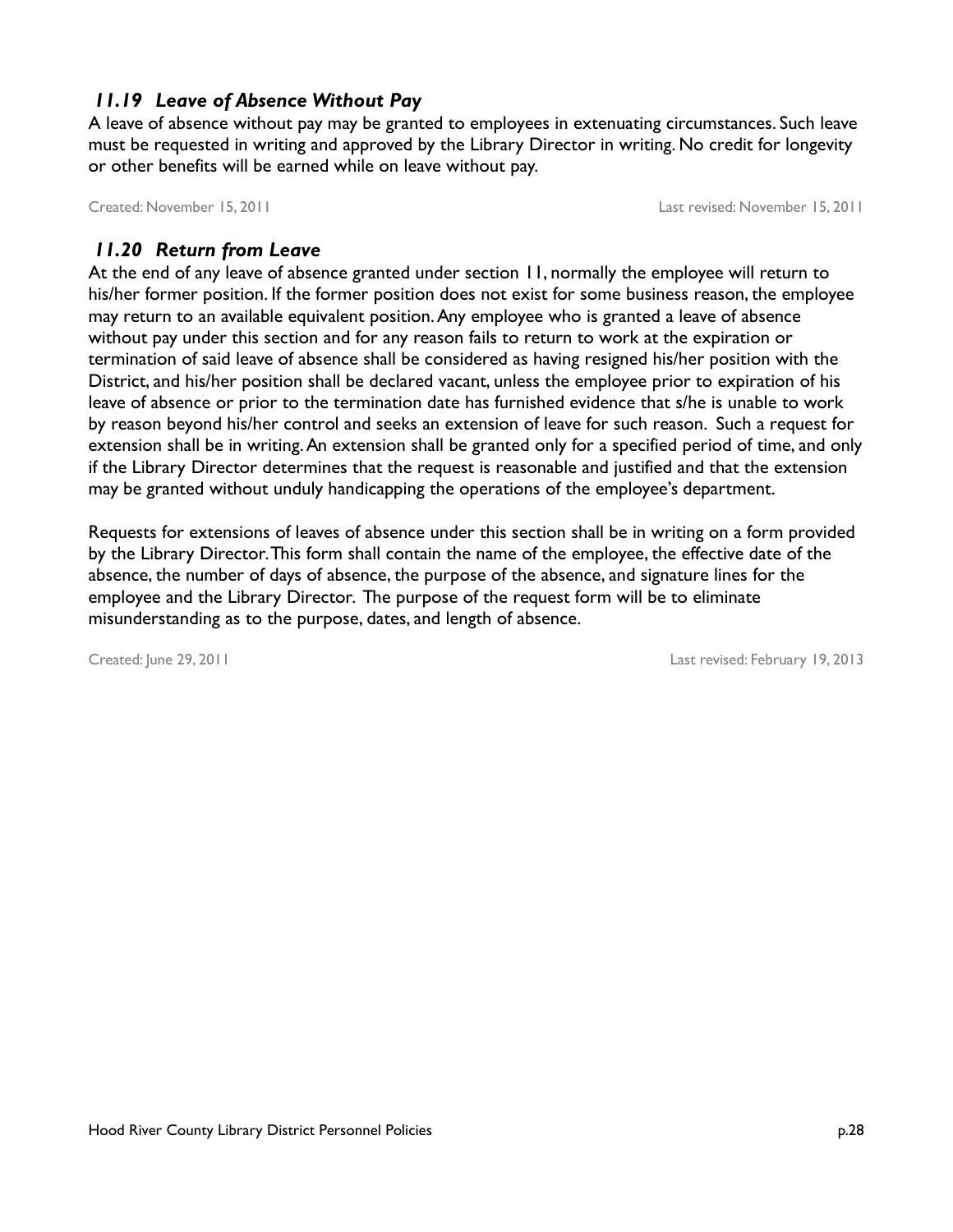### *11.19 Leave of Absence Without Pay*

A leave of absence without pay may be granted to employees in extenuating circumstances. Such leave must be requested in writing and approved by the Library Director in writing. No credit for longevity or other benefits will be earned while on leave without pay.

Created: November 15, 2011 Last revised: November 15, 2011

### *11.20 Return from Leave*

At the end of any leave of absence granted under section 11, normally the employee will return to his/her former position. If the former position does not exist for some business reason, the employee may return to an available equivalent position. Any employee who is granted a leave of absence without pay under this section and for any reason fails to return to work at the expiration or termination of said leave of absence shall be considered as having resigned his/her position with the District, and his/her position shall be declared vacant, unless the employee prior to expiration of his leave of absence or prior to the termination date has furnished evidence that s/he is unable to work by reason beyond his/her control and seeks an extension of leave for such reason. Such a request for extension shall be in writing. An extension shall be granted only for a specified period of time, and only if the Library Director determines that the request is reasonable and justified and that the extension may be granted without unduly handicapping the operations of the employee's department.

Requests for extensions of leaves of absence under this section shall be in writing on a form provided by the Library Director. This form shall contain the name of the employee, the effective date of the absence, the number of days of absence, the purpose of the absence, and signature lines for the employee and the Library Director. The purpose of the request form will be to eliminate misunderstanding as to the purpose, dates, and length of absence.

Created: June 29, 2011 Last revised: February 19, 2013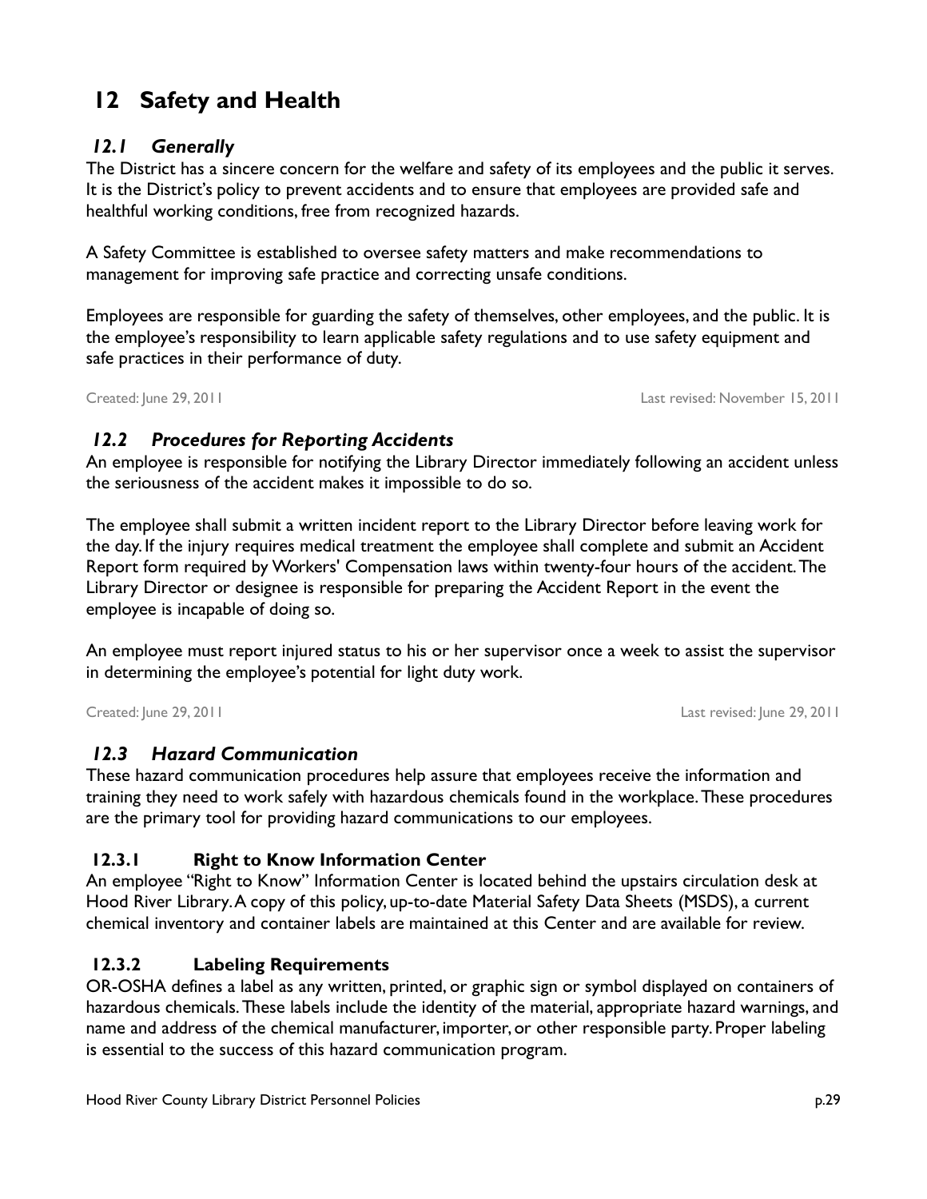# 12 Safety and Health

## *12.1 Generally*

The District has a sincere concern for the welfare and safety of its employees and the public it serves. It is the District's policy to prevent accidents and to ensure that employees are provided safe and healthful working conditions, free from recognized hazards.

A Safety Committee is established to oversee safety matters and make recommendations to management for improving safe practice and correcting unsafe conditions.

Employees are responsible for guarding the safety of themselves, other employees, and the public. It is the employee's responsibility to learn applicable safety regulations and to use safety equipment and safe practices in their performance of duty.

Created: June 29, 2011 Last revised: November 15, 2011

## *12.2 Procedures for Reporting Accidents*

An employee is responsible for notifying the Library Director immediately following an accident unless the seriousness of the accident makes it impossible to do so.

The employee shall submit a written incident report to the Library Director before leaving work for the day. If the injury requires medical treatment the employee shall complete and submit an Accident Report form required by Workers' Compensation laws within twenty-four hours of the accident. The Library Director or designee is responsible for preparing the Accident Report in the event the employee is incapable of doing so.

An employee must report injured status to his or her supervisor once a week to assist the supervisor in determining the employee's potential for light duty work.

Created: June 29, 2011 Last revised: June 29, 2011

## *12.3 Hazard Communication*

These hazard communication procedures help assure that employees receive the information and training they need to work safely with hazardous chemicals found in the workplace. These procedures are the primary tool for providing hazard communications to our employees.

### 12.3.1 Right to Know Information Center

An employee "Right to Know" Information Center is located behind the upstairs circulation desk at Hood River Library. A copy of this policy, up-to-date Material Safety Data Sheets (MSDS), a current chemical inventory and container labels are maintained at this Center and are available for review.

### 12.3.2 Labeling Requirements

OR-OSHA defines a label as any written, printed, or graphic sign or symbol displayed on containers of hazardous chemicals. These labels include the identity of the material, appropriate hazard warnings, and name and address of the chemical manufacturer, importer, or other responsible party. Proper labeling is essential to the success of this hazard communication program.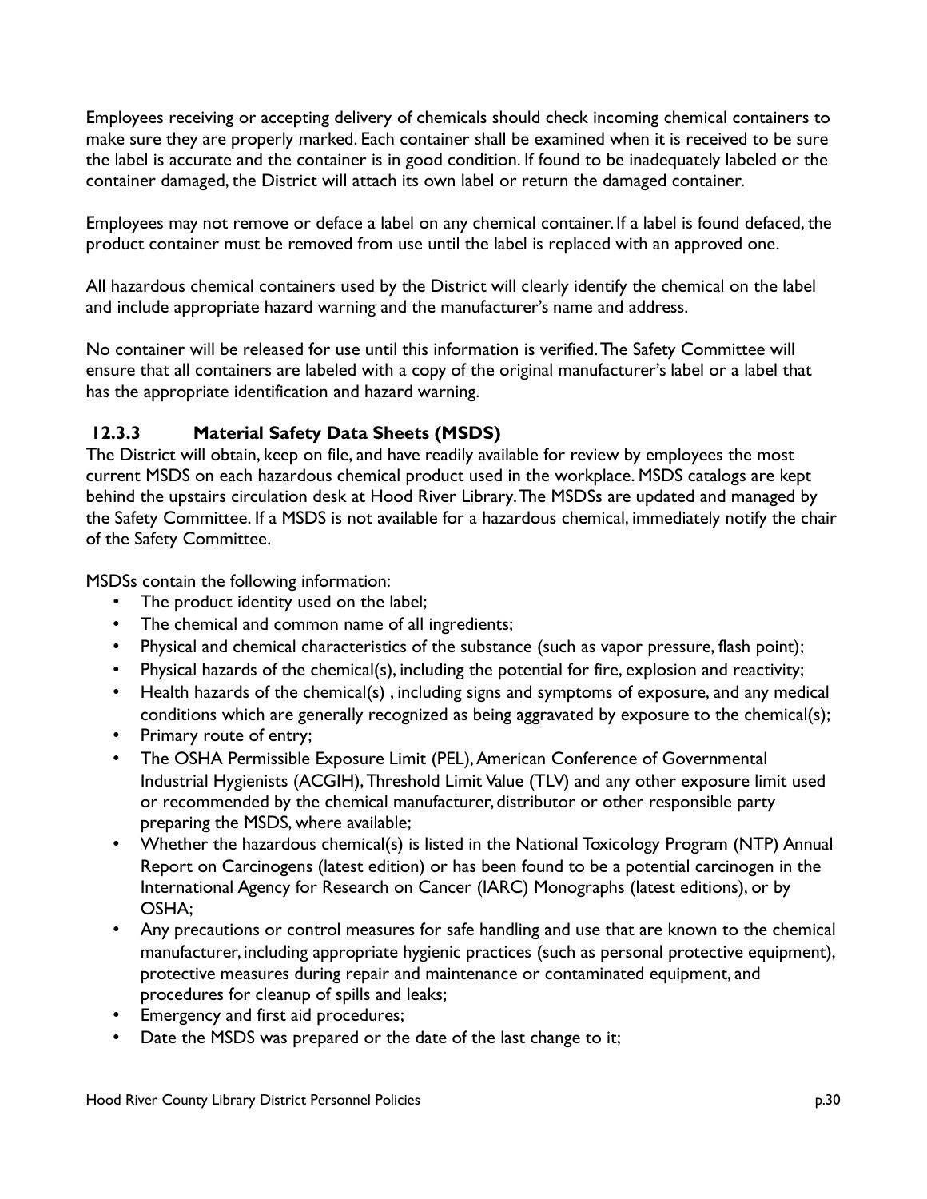Employees receiving or accepting delivery of chemicals should check incoming chemical containers to make sure they are properly marked. Each container shall be examined when it is received to be sure the label is accurate and the container is in good condition. If found to be inadequately labeled or the container damaged, the District will attach its own label or return the damaged container.

Employees may not remove or deface a label on any chemical container. If a label is found defaced, the product container must be removed from use until the label is replaced with an approved one.

All hazardous chemical containers used by the District will clearly identify the chemical on the label and include appropriate hazard warning and the manufacturer's name and address.

No container will be released for use until this information is verified. The Safety Committee will ensure that all containers are labeled with a copy of the original manufacturer's label or a label that has the appropriate identification and hazard warning.

### 12.3.3 Material Safety Data Sheets (MSDS)

The District will obtain, keep on file, and have readily available for review by employees the most current MSDS on each hazardous chemical product used in the workplace. MSDS catalogs are kept behind the upstairs circulation desk at Hood River Library. The MSDSs are updated and managed by the Safety Committee. If a MSDS is not available for a hazardous chemical, immediately notify the chair of the Safety Committee.

MSDSs contain the following information:

- The product identity used on the label;
- The chemical and common name of all ingredients;
- Physical and chemical characteristics of the substance (such as vapor pressure, flash point);
- Physical hazards of the chemical(s), including the potential for fire, explosion and reactivity;
- Health hazards of the chemical(s) , including signs and symptoms of exposure, and any medical conditions which are generally recognized as being aggravated by exposure to the chemical(s);
- Primary route of entry;
- The OSHA Permissible Exposure Limit (PEL), American Conference of Governmental Industrial Hygienists (ACGIH), Threshold Limit Value (TLV) and any other exposure limit used or recommended by the chemical manufacturer, distributor or other responsible party preparing the MSDS, where available;
- Whether the hazardous chemical(s) is listed in the National Toxicology Program (NTP) Annual Report on Carcinogens (latest edition) or has been found to be a potential carcinogen in the International Agency for Research on Cancer (IARC) Monographs (latest editions), or by OSHA;
- Any precautions or control measures for safe handling and use that are known to the chemical manufacturer, including appropriate hygienic practices (such as personal protective equipment), protective measures during repair and maintenance or contaminated equipment, and procedures for cleanup of spills and leaks;
- Emergency and first aid procedures;
- Date the MSDS was prepared or the date of the last change to it;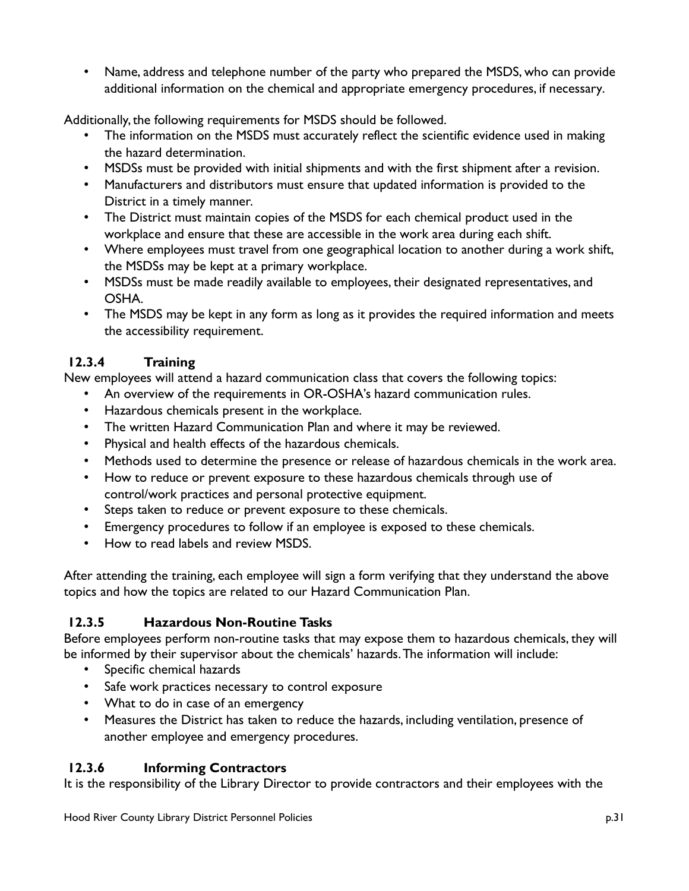- Name, address and telephone number of the party who prepared the MSDS, who can provide additional information on the chemical and appropriate emergency procedures, if necessary.

Additionally, the following requirements for MSDS should be followed.

- The information on the MSDS must accurately reflect the scientific evidence used in making the hazard determination.
- MSDSs must be provided with initial shipments and with the first shipment after a revision.
- Manufacturers and distributors must ensure that updated information is provided to the District in a timely manner.
- The District must maintain copies of the MSDS for each chemical product used in the workplace and ensure that these are accessible in the work area during each shift.
- Where employees must travel from one geographical location to another during a work shift, the MSDSs may be kept at a primary workplace.
- MSDSs must be made readily available to employees, their designated representatives, and OSHA.
- The MSDS may be kept in any form as long as it provides the required information and meets the accessibility requirement.

### 12.3.4 Training

New employees will attend a hazard communication class that covers the following topics:

- An overview of the requirements in OR-OSHA's hazard communication rules.
- Hazardous chemicals present in the workplace.
- The written Hazard Communication Plan and where it may be reviewed.
- Physical and health effects of the hazardous chemicals.
- Methods used to determine the presence or release of hazardous chemicals in the work area.
- How to reduce or prevent exposure to these hazardous chemicals through use of control/work practices and personal protective equipment.
- Steps taken to reduce or prevent exposure to these chemicals.
- Emergency procedures to follow if an employee is exposed to these chemicals.
- How to read labels and review MSDS.

After attending the training, each employee will sign a form verifying that they understand the above topics and how the topics are related to our Hazard Communication Plan.

### 12.3.5 Hazardous Non-Routine Tasks

Before employees perform non-routine tasks that may expose them to hazardous chemicals, they will be informed by their supervisor about the chemicals' hazards. The information will include:

- Specific chemical hazards
- Safe work practices necessary to control exposure
- What to do in case of an emergency
- Measures the District has taken to reduce the hazards, including ventilation, presence of another employee and emergency procedures.

### 12.3.6 Informing Contractors

It is the responsibility of the Library Director to provide contractors and their employees with the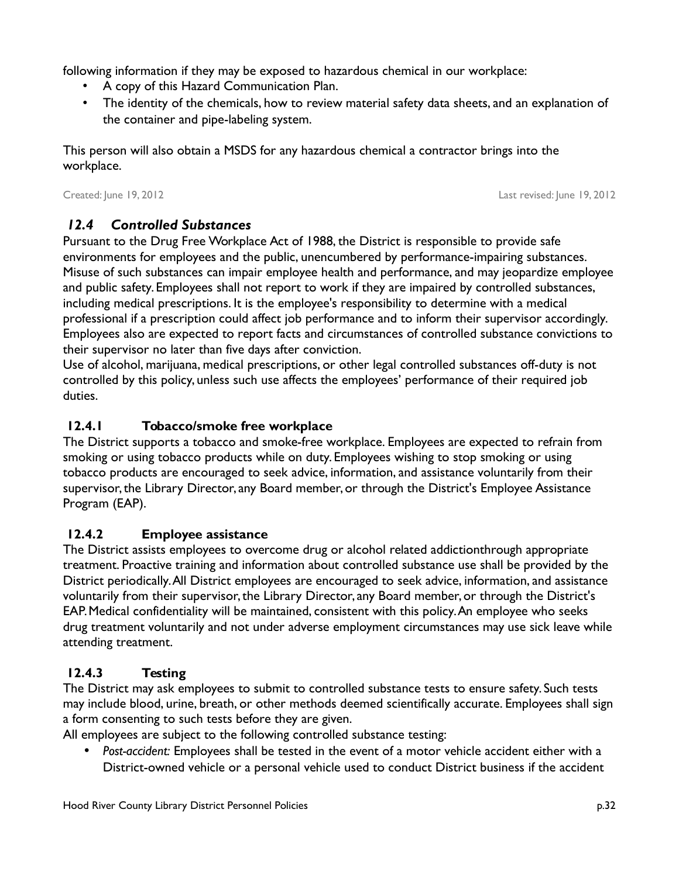following information if they may be exposed to hazardous chemical in our workplace:

- A copy of this Hazard Communication Plan.
- The identity of the chemicals, how to review material safety data sheets, and an explanation of the container and pipe-labeling system.

This person will also obtain a MSDS for any hazardous chemical a contractor brings into the workplace.

Created: June 19, 2012 Last revised: June 19, 2012

## *12.4 Controlled Substances*

Pursuant to the Drug Free Workplace Act of 1988, the District is responsible to provide safe environments for employees and the public, unencumbered by performance-impairing substances. Misuse of such substances can impair employee health and performance, and may jeopardize employee and public safety. Employees shall not report to work if they are impaired by controlled substances, including medical prescriptions. It is the employee's responsibility to determine with a medical professional if a prescription could affect job performance and to inform their supervisor accordingly. Employees also are expected to report facts and circumstances of controlled substance convictions to their supervisor no later than five days after conviction.

Use of alcohol, marijuana, medical prescriptions, or other legal controlled substances off-duty is not controlled by this policy, unless such use affects the employees' performance of their required job duties.

### 12.4.1 Tobacco/smoke free workplace

The District supports a tobacco and smoke-free workplace. Employees are expected to refrain from smoking or using tobacco products while on duty. Employees wishing to stop smoking or using tobacco products are encouraged to seek advice, information, and assistance voluntarily from their supervisor, the Library Director, any Board member, or through the District's Employee Assistance Program (EAP).

### 12.4.2 Employee assistance

The District assists employees to overcome drug or alcohol related addictionthrough appropriate treatment. Proactive training and information about controlled substance use shall be provided by the District periodically. All District employees are encouraged to seek advice, information, and assistance voluntarily from their supervisor, the Library Director, any Board member, or through the District's EAP. Medical confidentiality will be maintained, consistent with this policy. An employee who seeks drug treatment voluntarily and not under adverse employment circumstances may use sick leave while attending treatment.

### 12.4.3 Testing

The District may ask employees to submit to controlled substance tests to ensure safety. Such tests may include blood, urine, breath, or other methods deemed scientifically accurate. Employees shall sign a form consenting to such tests before they are given.

All employees are subject to the following controlled substance testing:

- *Post-accident:* Employees shall be tested in the event of a motor vehicle accident either with a District-owned vehicle or a personal vehicle used to conduct District business if the accident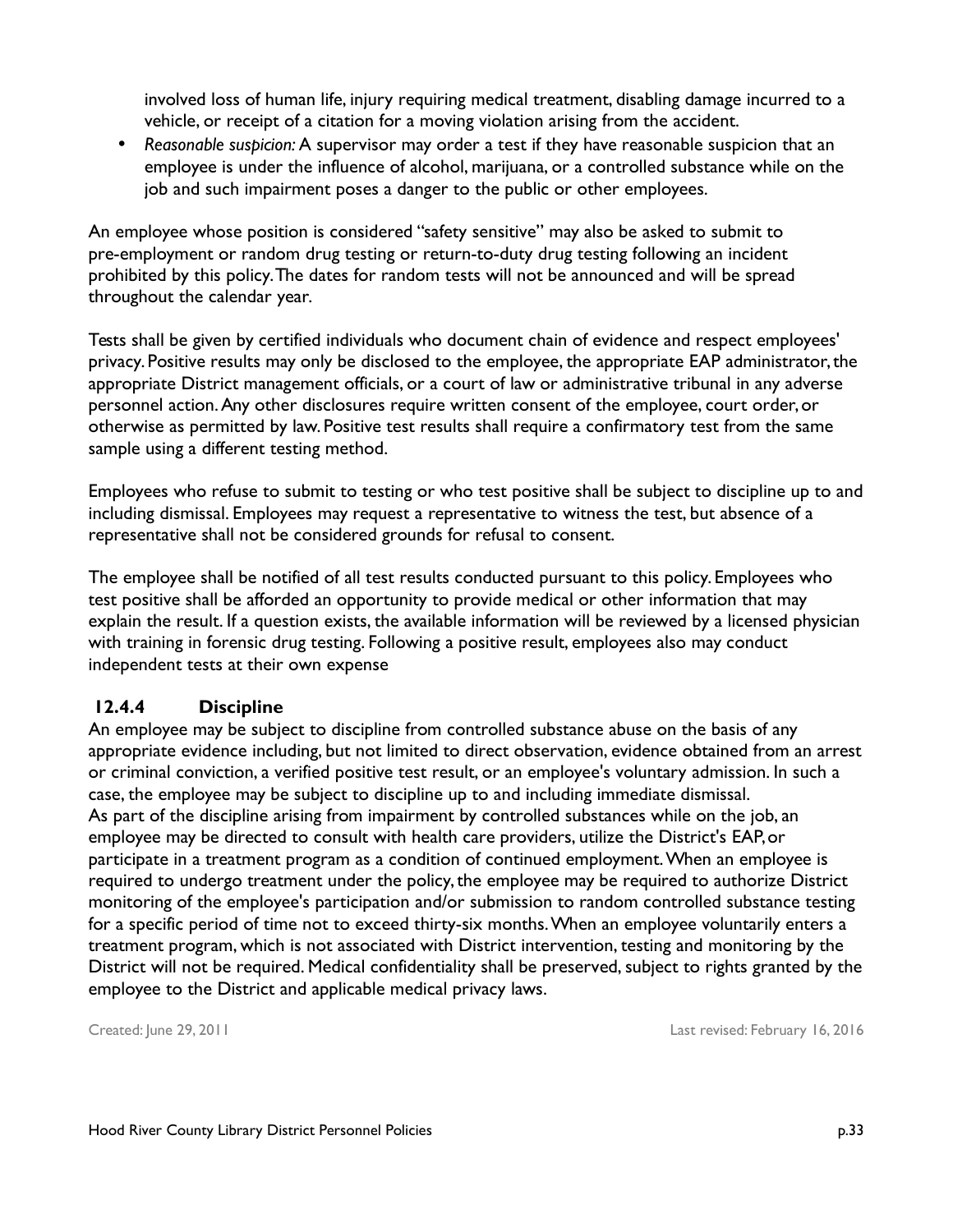involved loss of human life, injury requiring medical treatment, disabling damage incurred to a vehicle, or receipt of a citation for a moving violation arising from the accident.

- *Reasonable suspicion:* A supervisor may order a test if they have reasonable suspicion that an employee is under the influence of alcohol, marijuana, or a controlled substance while on the job and such impairment poses a danger to the public or other employees.

An employee whose position is considered "safety sensitive" may also be asked to submit to pre-employment or random drug testing or return-to-duty drug testing following an incident prohibited by this policy. The dates for random tests will not be announced and will be spread throughout the calendar year.

Tests shall be given by certified individuals who document chain of evidence and respect employees' privacy. Positive results may only be disclosed to the employee, the appropriate EAP administrator, the appropriate District management officials, or a court of law or administrative tribunal in any adverse personnel action. Any other disclosures require written consent of the employee, court order, or otherwise as permitted by law. Positive test results shall require a confirmatory test from the same sample using a different testing method.

Employees who refuse to submit to testing or who test positive shall be subject to discipline up to and including dismissal. Employees may request a representative to witness the test, but absence of a representative shall not be considered grounds for refusal to consent.

The employee shall be notified of all test results conducted pursuant to this policy. Employees who test positive shall be afforded an opportunity to provide medical or other information that may explain the result. If a question exists, the available information will be reviewed by a licensed physician with training in forensic drug testing. Following a positive result, employees also may conduct independent tests at their own expense

### 12.4.4 Discipline

An employee may be subject to discipline from controlled substance abuse on the basis of any appropriate evidence including, but not limited to direct observation, evidence obtained from an arrest or criminal conviction, a verified positive test result, or an employee's voluntary admission. In such a case, the employee may be subject to discipline up to and including immediate dismissal.
As part of the discipline arising from impairment by controlled substances while on the job, an employee may be directed to consult with health care providers, utilize the District's EAP, or participate in a treatment program as a condition of continued employment. When an employee is required to undergo treatment under the policy, the employee may be required to authorize District monitoring of the employee's participation and/or submission to random controlled substance testing for a specific period of time not to exceed thirty-six months. When an employee voluntarily enters a treatment program, which is not associated with District intervention, testing and monitoring by the District will not be required. Medical confidentiality shall be preserved, subject to rights granted by the employee to the District and applicable medical privacy laws.

Created: June 29, 2011 Last revised: February 16, 2016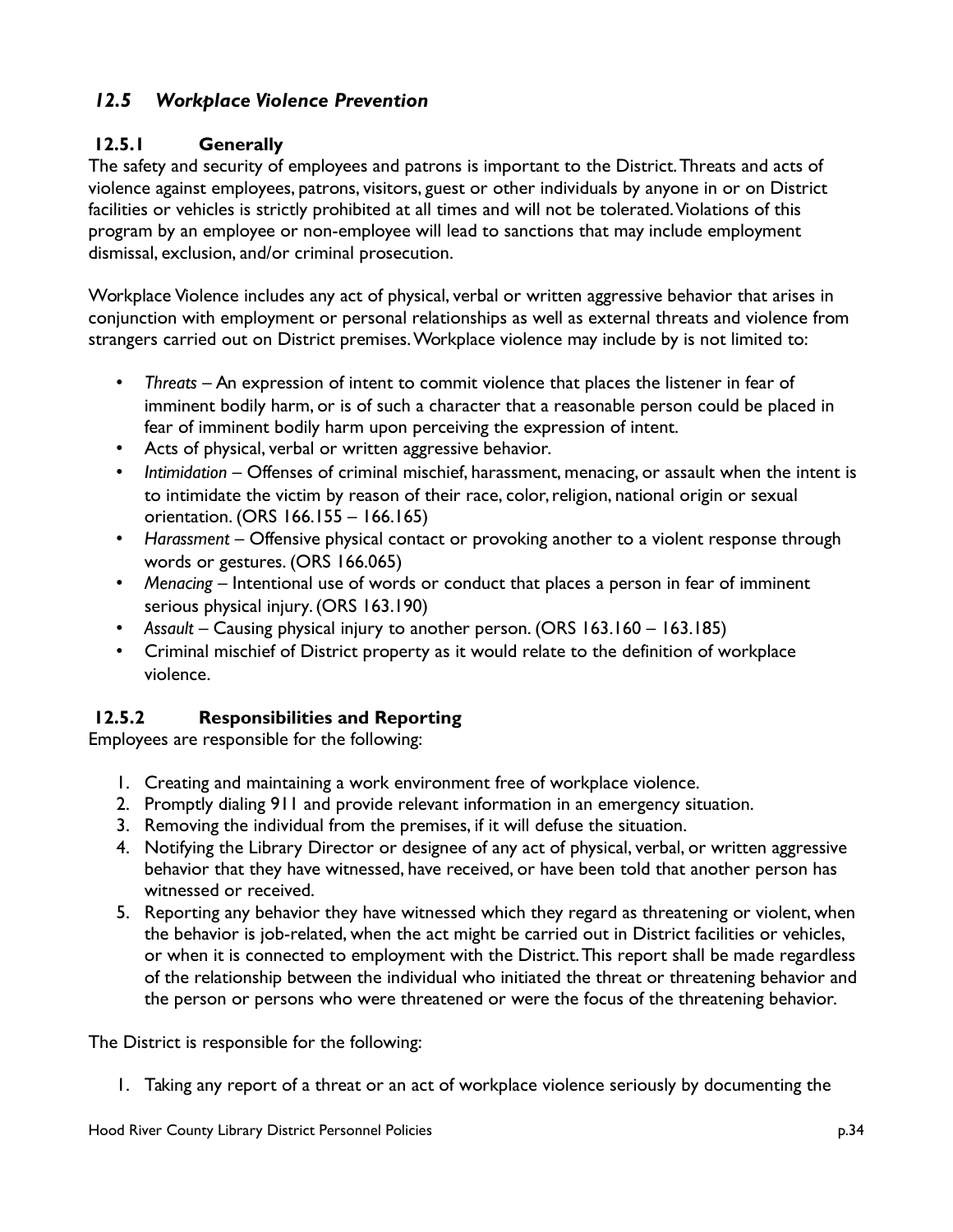## *12.5 Workplace Violence Prevention*

### 12.5.1 Generally

The safety and security of employees and patrons is important to the District. Threats and acts of violence against employees, patrons, visitors, guest or other individuals by anyone in or on District facilities or vehicles is strictly prohibited at all times and will not be tolerated. Violations of this program by an employee or non-employee will lead to sanctions that may include employment dismissal, exclusion, and/or criminal prosecution.

Workplace Violence includes any act of physical, verbal or written aggressive behavior that arises in conjunction with employment or personal relationships as well as external threats and violence from strangers carried out on District premises. Workplace violence may include by is not limited to:

- *Threats* – An expression of intent to commit violence that places the listener in fear of imminent bodily harm, or is of such a character that a reasonable person could be placed in fear of imminent bodily harm upon perceiving the expression of intent.
- Acts of physical, verbal or written aggressive behavior.
- *Intimidation* – Offenses of criminal mischief, harassment, menacing, or assault when the intent is to intimidate the victim by reason of their race, color, religion, national origin or sexual orientation. (ORS 166.155 – 166.165)
- *Harassment* – Offensive physical contact or provoking another to a violent response through words or gestures. (ORS 166.065)
- *Menacing* – Intentional use of words or conduct that places a person in fear of imminent serious physical injury. (ORS 163.190)
- *Assault* – Causing physical injury to another person. (ORS 163.160 – 163.185)
- Criminal mischief of District property as it would relate to the definition of workplace violence.

### 12.5.2 Responsibilities and Reporting

Employees are responsible for the following:

1. Creating and maintaining a work environment free of workplace violence.
2. Promptly dialing 911 and provide relevant information in an emergency situation.
3. Removing the individual from the premises, if it will defuse the situation.
4. Notifying the Library Director or designee of any act of physical, verbal, or written aggressive behavior that they have witnessed, have received, or have been told that another person has witnessed or received.
5. Reporting any behavior they have witnessed which they regard as threatening or violent, when the behavior is job-related, when the act might be carried out in District facilities or vehicles, or when it is connected to employment with the District. This report shall be made regardless of the relationship between the individual who initiated the threat or threatening behavior and the person or persons who were threatened or were the focus of the threatening behavior.

The District is responsible for the following:

1. Taking any report of a threat or an act of workplace violence seriously by documenting the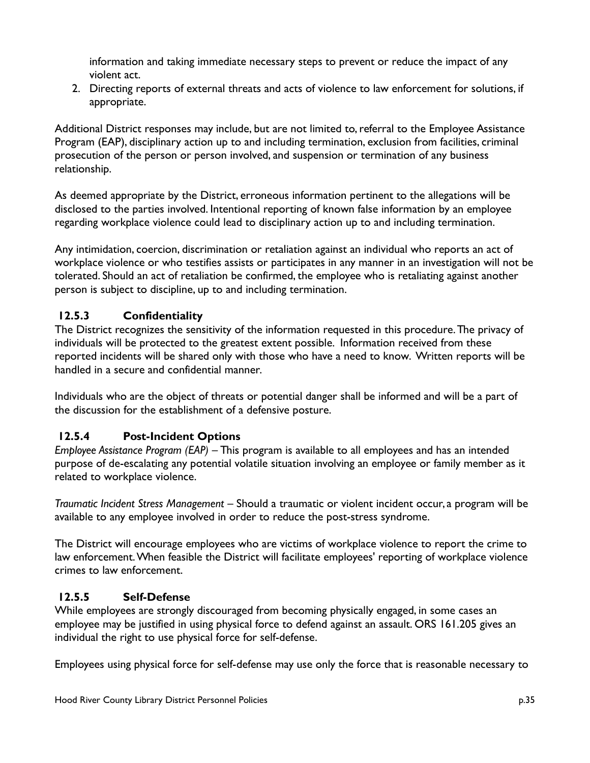information and taking immediate necessary steps to prevent or reduce the impact of any violent act.

2. Directing reports of external threats and acts of violence to law enforcement for solutions, if appropriate.

Additional District responses may include, but are not limited to, referral to the Employee Assistance Program (EAP), disciplinary action up to and including termination, exclusion from facilities, criminal prosecution of the person or person involved, and suspension or termination of any business relationship.

As deemed appropriate by the District, erroneous information pertinent to the allegations will be disclosed to the parties involved. Intentional reporting of known false information by an employee regarding workplace violence could lead to disciplinary action up to and including termination.

Any intimidation, coercion, discrimination or retaliation against an individual who reports an act of workplace violence or who testifies assists or participates in any manner in an investigation will not be tolerated. Should an act of retaliation be confirmed, the employee who is retaliating against another person is subject to discipline, up to and including termination.

### 12.5.3 Confidentiality

The District recognizes the sensitivity of the information requested in this procedure. The privacy of individuals will be protected to the greatest extent possible. Information received from these reported incidents will be shared only with those who have a need to know. Written reports will be handled in a secure and confidential manner.

Individuals who are the object of threats or potential danger shall be informed and will be a part of the discussion for the establishment of a defensive posture.

### 12.5.4 Post-Incident Options

*Employee Assistance Program (EAP)* – This program is available to all employees and has an intended purpose of de-escalating any potential volatile situation involving an employee or family member as it related to workplace violence.

*Traumatic Incident Stress Management* – Should a traumatic or violent incident occur, a program will be available to any employee involved in order to reduce the post-stress syndrome.

The District will encourage employees who are victims of workplace violence to report the crime to law enforcement. When feasible the District will facilitate employees' reporting of workplace violence crimes to law enforcement.

### 12.5.5 Self-Defense

While employees are strongly discouraged from becoming physically engaged, in some cases an employee may be justified in using physical force to defend against an assault. ORS 161.205 gives an individual the right to use physical force for self-defense.

Employees using physical force for self-defense may use only the force that is reasonable necessary to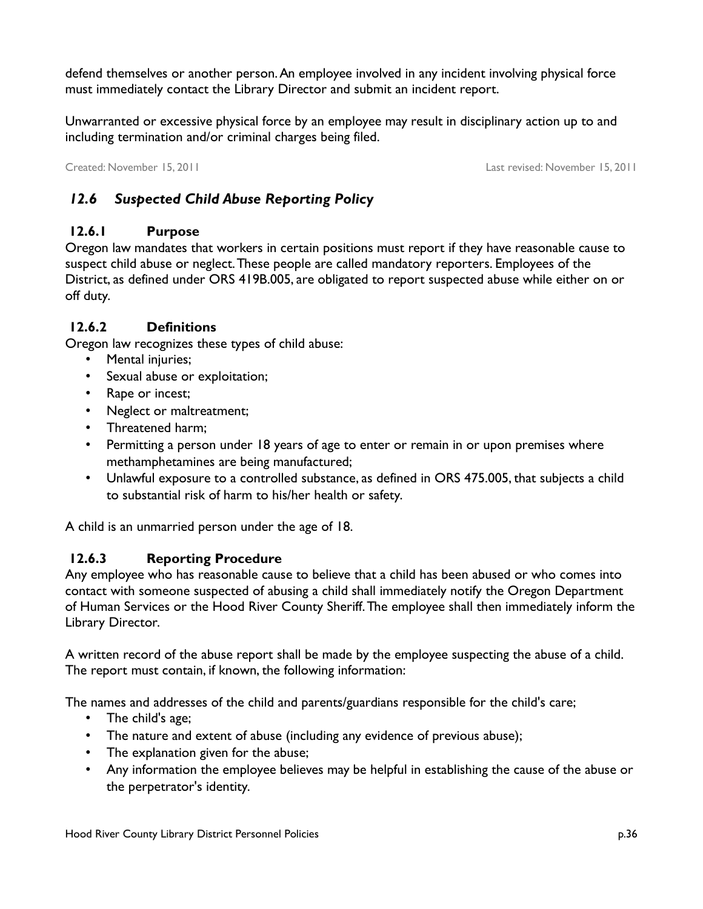defend themselves or another person. An employee involved in any incident involving physical force must immediately contact the Library Director and submit an incident report.

Unwarranted or excessive physical force by an employee may result in disciplinary action up to and including termination and/or criminal charges being filed.

Created: November 15, 2011 Last revised: November 15, 2011

## *12.6 Suspected Child Abuse Reporting Policy*

### 12.6.1 Purpose

Oregon law mandates that workers in certain positions must report if they have reasonable cause to suspect child abuse or neglect. These people are called mandatory reporters. Employees of the District, as defined under ORS 419B.005, are obligated to report suspected abuse while either on or off duty.

### 12.6.2 Definitions

Oregon law recognizes these types of child abuse:

- Mental injuries;
- Sexual abuse or exploitation;
- Rape or incest;
- Neglect or maltreatment;
- Threatened harm;
- Permitting a person under 18 years of age to enter or remain in or upon premises where methamphetamines are being manufactured;
- Unlawful exposure to a controlled substance, as defined in ORS 475.005, that subjects a child to substantial risk of harm to his/her health or safety.

A child is an unmarried person under the age of 18.

### 12.6.3 Reporting Procedure

Any employee who has reasonable cause to believe that a child has been abused or who comes into contact with someone suspected of abusing a child shall immediately notify the Oregon Department of Human Services or the Hood River County Sheriff. The employee shall then immediately inform the Library Director.

A written record of the abuse report shall be made by the employee suspecting the abuse of a child. The report must contain, if known, the following information:

The names and addresses of the child and parents/guardians responsible for the child's care;

- The child's age;
- The nature and extent of abuse (including any evidence of previous abuse);
- The explanation given for the abuse;
- Any information the employee believes may be helpful in establishing the cause of the abuse or the perpetrator's identity.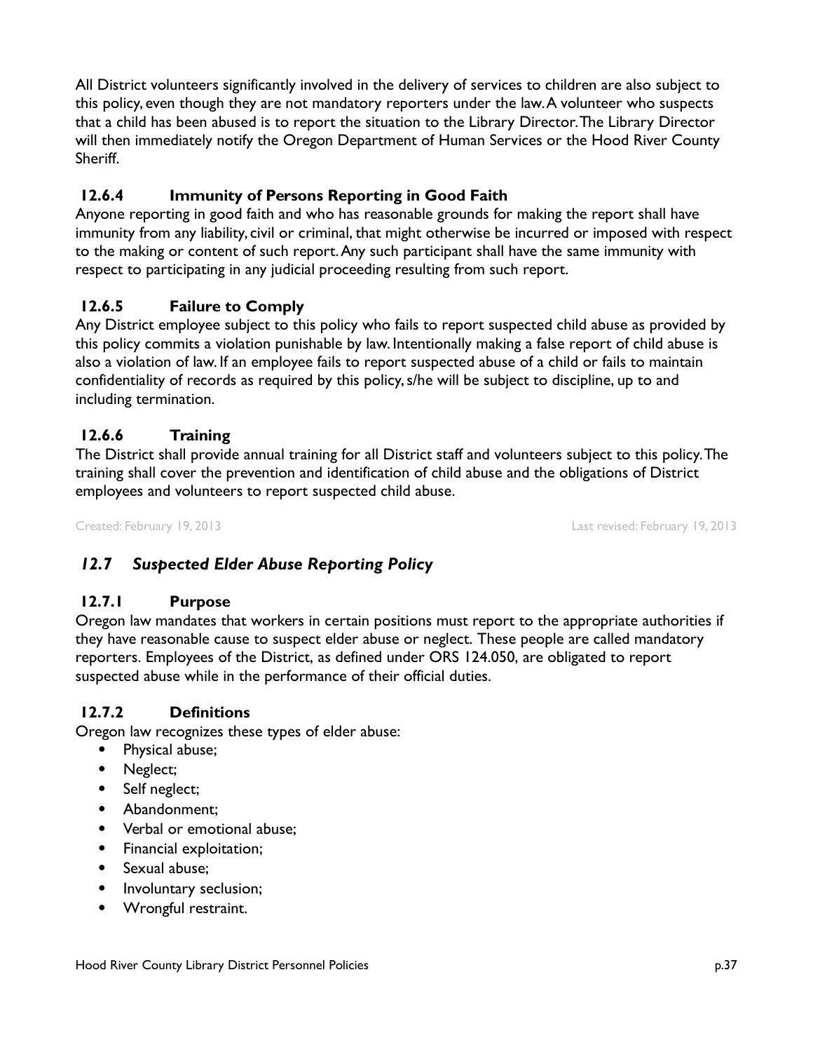All District volunteers significantly involved in the delivery of services to children are also subject to this policy, even though they are not mandatory reporters under the law. A volunteer who suspects that a child has been abused is to report the situation to the Library Director. The Library Director will then immediately notify the Oregon Department of Human Services or the Hood River County Sheriff.

### 12.6.4 Immunity of Persons Reporting in Good Faith

Anyone reporting in good faith and who has reasonable grounds for making the report shall have immunity from any liability, civil or criminal, that might otherwise be incurred or imposed with respect to the making or content of such report. Any such participant shall have the same immunity with respect to participating in any judicial proceeding resulting from such report.

### 12.6.5 Failure to Comply

Any District employee subject to this policy who fails to report suspected child abuse as provided by this policy commits a violation punishable by law. Intentionally making a false report of child abuse is also a violation of law. If an employee fails to report suspected abuse of a child or fails to maintain confidentiality of records as required by this policy, s/he will be subject to discipline, up to and including termination.

### 12.6.6 Training

The District shall provide annual training for all District staff and volunteers subject to this policy. The training shall cover the prevention and identification of child abuse and the obligations of District employees and volunteers to report suspected child abuse.

Created: February 19, 2013 Last revised: February 19, 2013

## *12.7 Suspected Elder Abuse Reporting Policy*

### 12.7.1 Purpose

Oregon law mandates that workers in certain positions must report to the appropriate authorities if they have reasonable cause to suspect elder abuse or neglect. These people are called mandatory reporters. Employees of the District, as defined under ORS 124.050, are obligated to report suspected abuse while in the performance of their official duties.

### 12.7.2 Definitions

Oregon law recognizes these types of elder abuse:

- Physical abuse;
- Neglect;
- Self neglect;
- Abandonment;
- Verbal or emotional abuse;
- Financial exploitation;
- Sexual abuse;
- Involuntary seclusion;
- Wrongful restraint.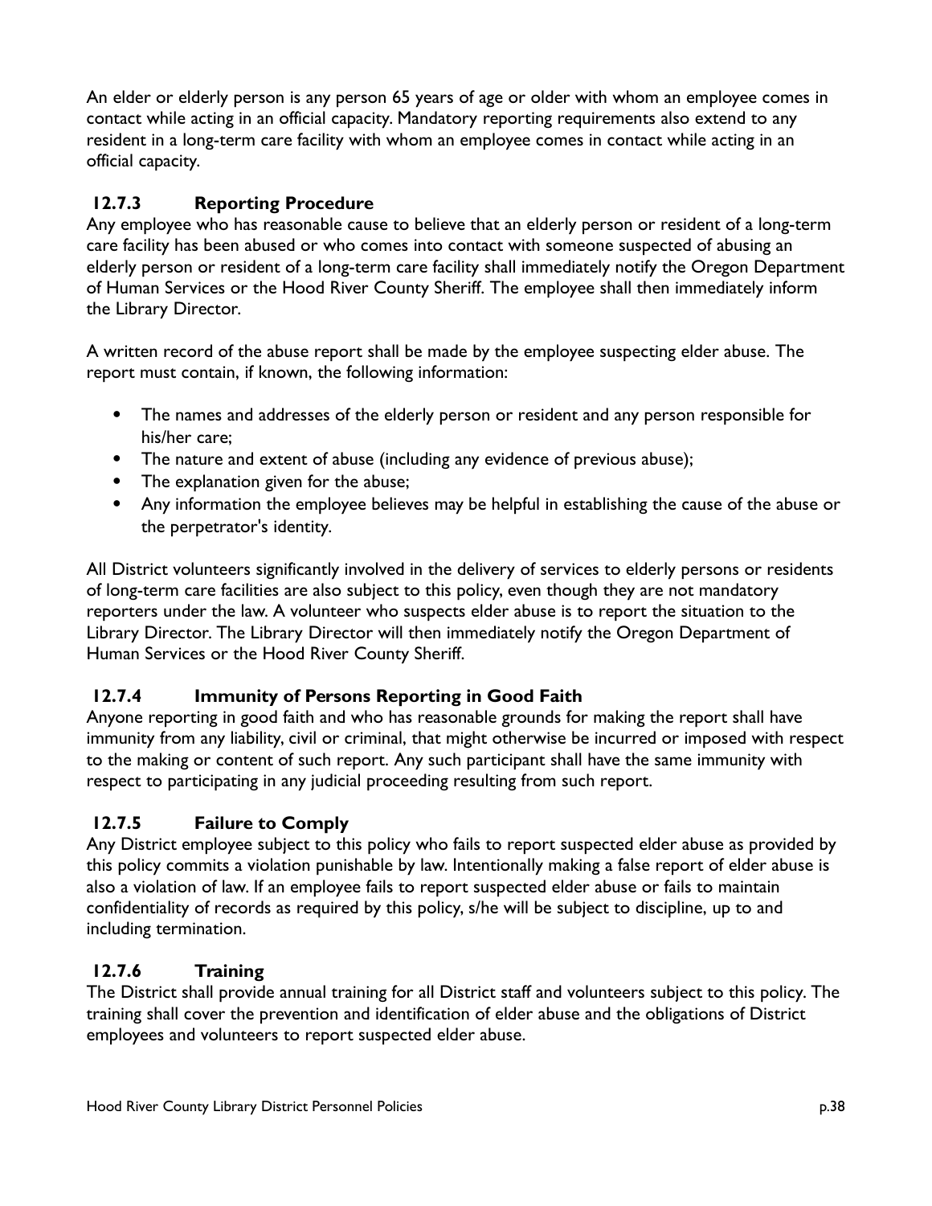An elder or elderly person is any person 65 years of age or older with whom an employee comes in contact while acting in an official capacity. Mandatory reporting requirements also extend to any resident in a long-term care facility with whom an employee comes in contact while acting in an official capacity.

### 12.7.3 Reporting Procedure

Any employee who has reasonable cause to believe that an elderly person or resident of a long-term care facility has been abused or who comes into contact with someone suspected of abusing an elderly person or resident of a long-term care facility shall immediately notify the Oregon Department of Human Services or the Hood River County Sheriff. The employee shall then immediately inform the Library Director.

A written record of the abuse report shall be made by the employee suspecting elder abuse. The report must contain, if known, the following information:

- The names and addresses of the elderly person or resident and any person responsible for his/her care;
- The nature and extent of abuse (including any evidence of previous abuse);
- The explanation given for the abuse;
- Any information the employee believes may be helpful in establishing the cause of the abuse or the perpetrator's identity.

All District volunteers significantly involved in the delivery of services to elderly persons or residents of long-term care facilities are also subject to this policy, even though they are not mandatory reporters under the law. A volunteer who suspects elder abuse is to report the situation to the Library Director. The Library Director will then immediately notify the Oregon Department of Human Services or the Hood River County Sheriff.

### 12.7.4 Immunity of Persons Reporting in Good Faith

Anyone reporting in good faith and who has reasonable grounds for making the report shall have immunity from any liability, civil or criminal, that might otherwise be incurred or imposed with respect to the making or content of such report. Any such participant shall have the same immunity with respect to participating in any judicial proceeding resulting from such report.

### 12.7.5 Failure to Comply

Any District employee subject to this policy who fails to report suspected elder abuse as provided by this policy commits a violation punishable by law. Intentionally making a false report of elder abuse is also a violation of law. If an employee fails to report suspected elder abuse or fails to maintain confidentiality of records as required by this policy, s/he will be subject to discipline, up to and including termination.

### 12.7.6 Training

The District shall provide annual training for all District staff and volunteers subject to this policy. The training shall cover the prevention and identification of elder abuse and the obligations of District employees and volunteers to report suspected elder abuse.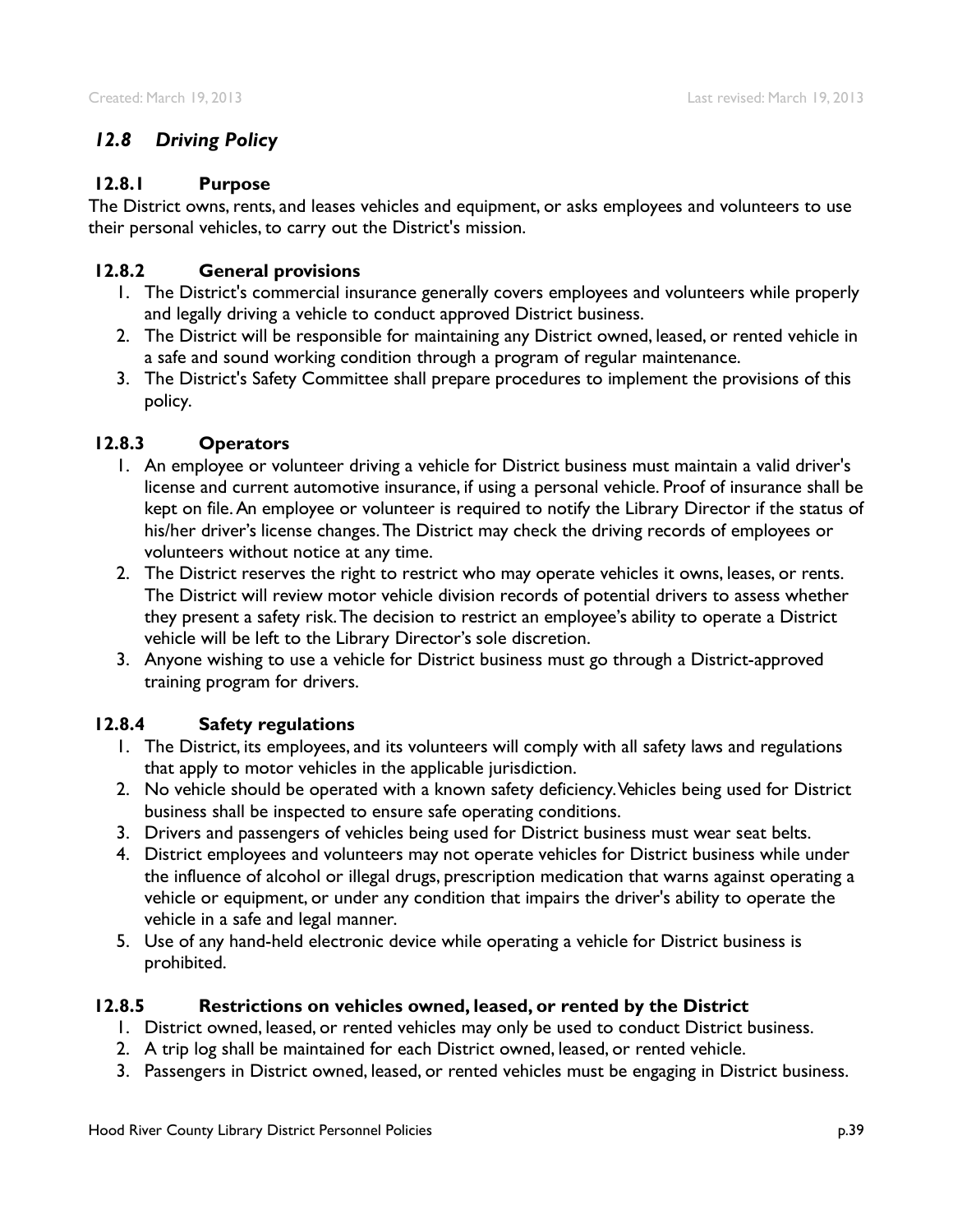## *12.8 Driving Policy*

### 12.8.1 Purpose

The District owns, rents, and leases vehicles and equipment, or asks employees and volunteers to use their personal vehicles, to carry out the District's mission.

### 12.8.2 General provisions

1. The District's commercial insurance generally covers employees and volunteers while properly and legally driving a vehicle to conduct approved District business.
2. The District will be responsible for maintaining any District owned, leased, or rented vehicle in a safe and sound working condition through a program of regular maintenance.
3. The District's Safety Committee shall prepare procedures to implement the provisions of this policy.

### 12.8.3 Operators

1. An employee or volunteer driving a vehicle for District business must maintain a valid driver's license and current automotive insurance, if using a personal vehicle. Proof of insurance shall be kept on file. An employee or volunteer is required to notify the Library Director if the status of his/her driver's license changes. The District may check the driving records of employees or volunteers without notice at any time.
2. The District reserves the right to restrict who may operate vehicles it owns, leases, or rents. The District will review motor vehicle division records of potential drivers to assess whether they present a safety risk. The decision to restrict an employee's ability to operate a District vehicle will be left to the Library Director's sole discretion.
3. Anyone wishing to use a vehicle for District business must go through a District-approved training program for drivers.

### 12.8.4 Safety regulations

1. The District, its employees, and its volunteers will comply with all safety laws and regulations that apply to motor vehicles in the applicable jurisdiction.
2. No vehicle should be operated with a known safety deficiency. Vehicles being used for District business shall be inspected to ensure safe operating conditions.
3. Drivers and passengers of vehicles being used for District business must wear seat belts.
4. District employees and volunteers may not operate vehicles for District business while under the influence of alcohol or illegal drugs, prescription medication that warns against operating a vehicle or equipment, or under any condition that impairs the driver's ability to operate the vehicle in a safe and legal manner.
5. Use of any hand-held electronic device while operating a vehicle for District business is prohibited.

### 12.8.5 Restrictions on vehicles owned, leased, or rented by the District

1. District owned, leased, or rented vehicles may only be used to conduct District business.
2. A trip log shall be maintained for each District owned, leased, or rented vehicle.
3. Passengers in District owned, leased, or rented vehicles must be engaging in District business.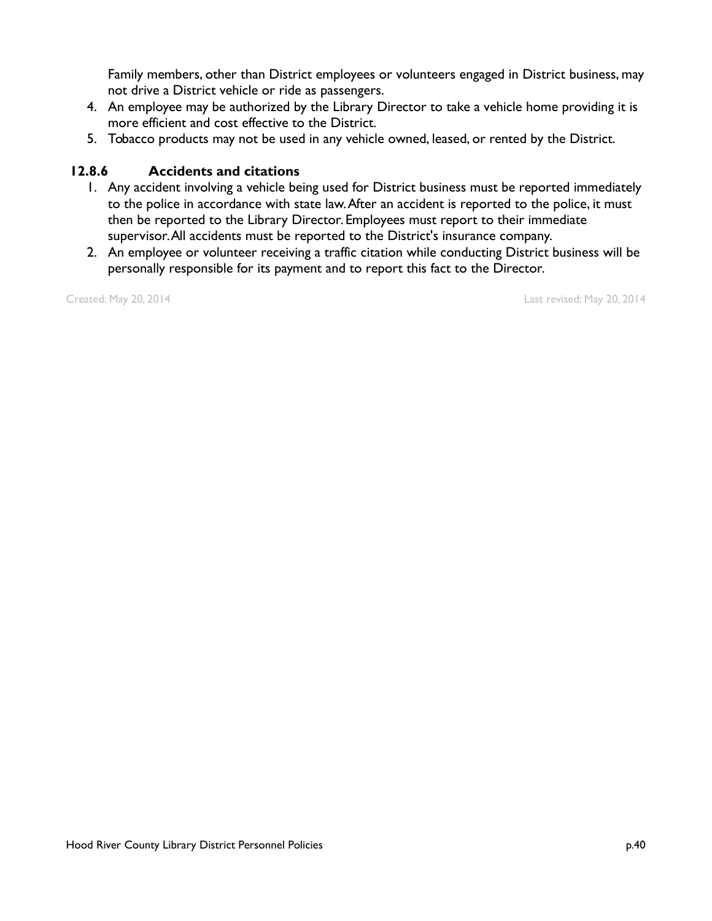Family members, other than District employees or volunteers engaged in District business, may not drive a District vehicle or ride as passengers.

4. An employee may be authorized by the Library Director to take a vehicle home providing it is more efficient and cost effective to the District.
5. Tobacco products may not be used in any vehicle owned, leased, or rented by the District.

### 12.8.6 Accidents and citations

1. Any accident involving a vehicle being used for District business must be reported immediately to the police in accordance with state law. After an accident is reported to the police, it must then be reported to the Library Director. Employees must report to their immediate supervisor. All accidents must be reported to the District's insurance company.
2. An employee or volunteer receiving a traffic citation while conducting District business will be personally responsible for its payment and to report this fact to the Director.

Created: May 20, 2014 Last revised: May 20, 2014